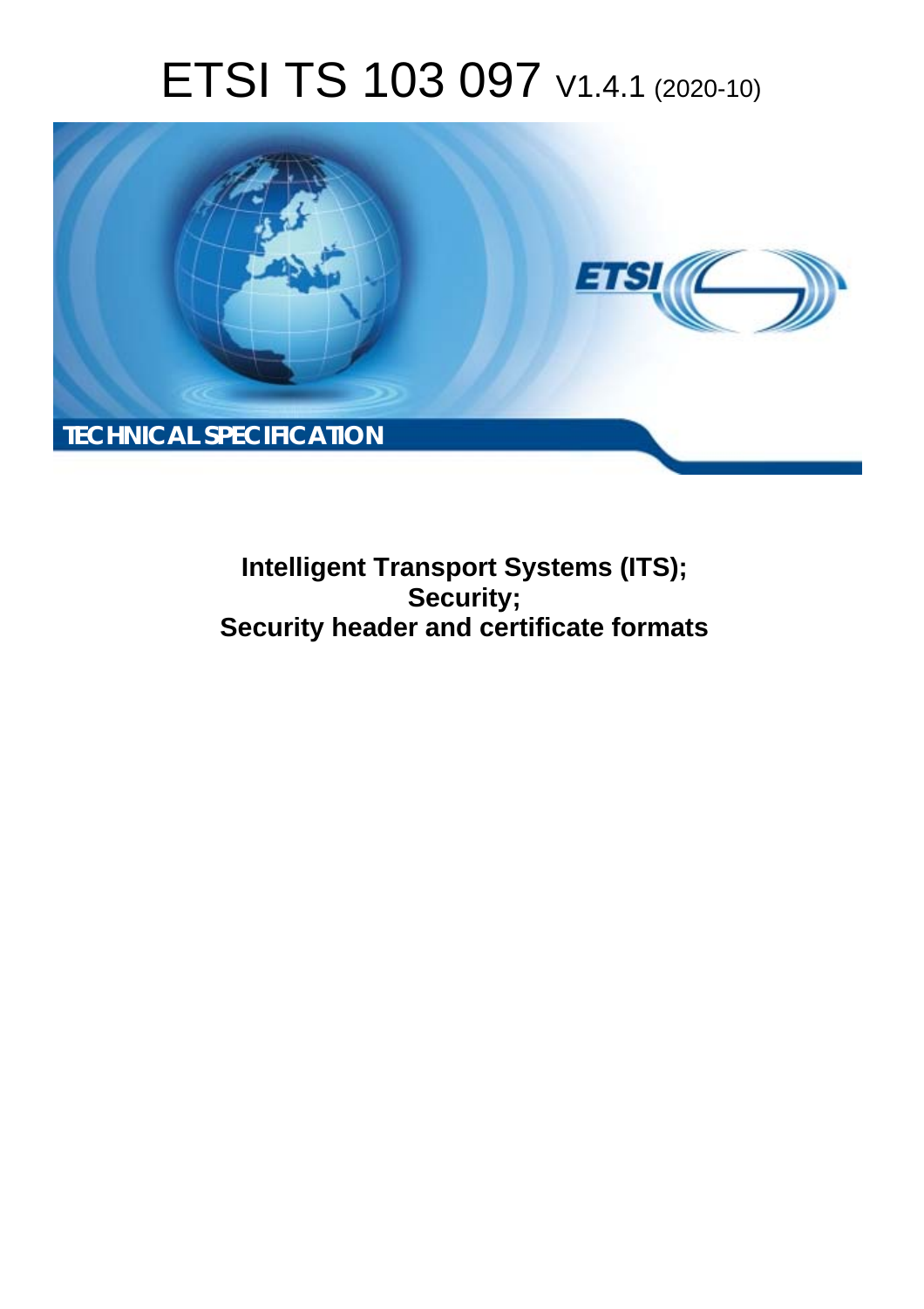# ETSI TS 103 097 V1.4.1 (2020-10)

TECHNICAL SPECIFICATION

**Intelligent Transport Systems (ITS);**
**Security;**
**Security header and certificate formats**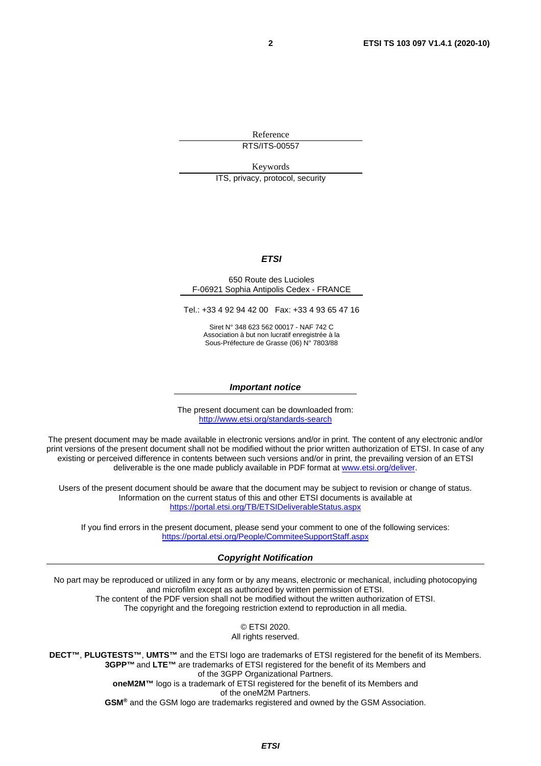Reference

RTS/ITS-00557

Keywords

ITS, privacy, protocol, security

***ETSI***

650 Route des Lucioles
F-06921 Sophia Antipolis Cedex - FRANCE

Tel.: +33 4 92 94 42 00   Fax: +33 4 93 65 47 16

Siret N° 348 623 562 00017 - NAF 742 C
Association à but non lucratif enregistrée à la
Sous-Préfecture de Grasse (06) N° 7803/88

***Important notice***

The present document can be downloaded from:
http://www.etsi.org/standards-search

The present document may be made available in electronic versions and/or in print. The content of any electronic and/or print versions of the present document shall not be modified without the prior written authorization of ETSI. In case of any existing or perceived difference in contents between such versions and/or in print, the prevailing version of an ETSI deliverable is the one made publicly available in PDF format at www.etsi.org/deliver.

Users of the present document should be aware that the document may be subject to revision or change of status. Information on the current status of this and other ETSI documents is available at
https://portal.etsi.org/TB/ETSIDeliverableStatus.aspx

If you find errors in the present document, please send your comment to one of the following services:
https://portal.etsi.org/People/CommiteeSupportStaff.aspx

***Copyright Notification***

No part may be reproduced or utilized in any form or by any means, electronic or mechanical, including photocopying and microfilm except as authorized by written permission of ETSI.
The content of the PDF version shall not be modified without the written authorization of ETSI.
The copyright and the foregoing restriction extend to reproduction in all media.

© ETSI 2020.
All rights reserved.

**DECT™**, **PLUGTESTS™**, **UMTS™** and the ETSI logo are trademarks of ETSI registered for the benefit of its Members.
**3GPP™** and **LTE™** are trademarks of ETSI registered for the benefit of its Members and of the 3GPP Organizational Partners.
**oneM2M™** logo is a trademark of ETSI registered for the benefit of its Members and of the oneM2M Partners.
**GSM®** and the GSM logo are trademarks registered and owned by the GSM Association.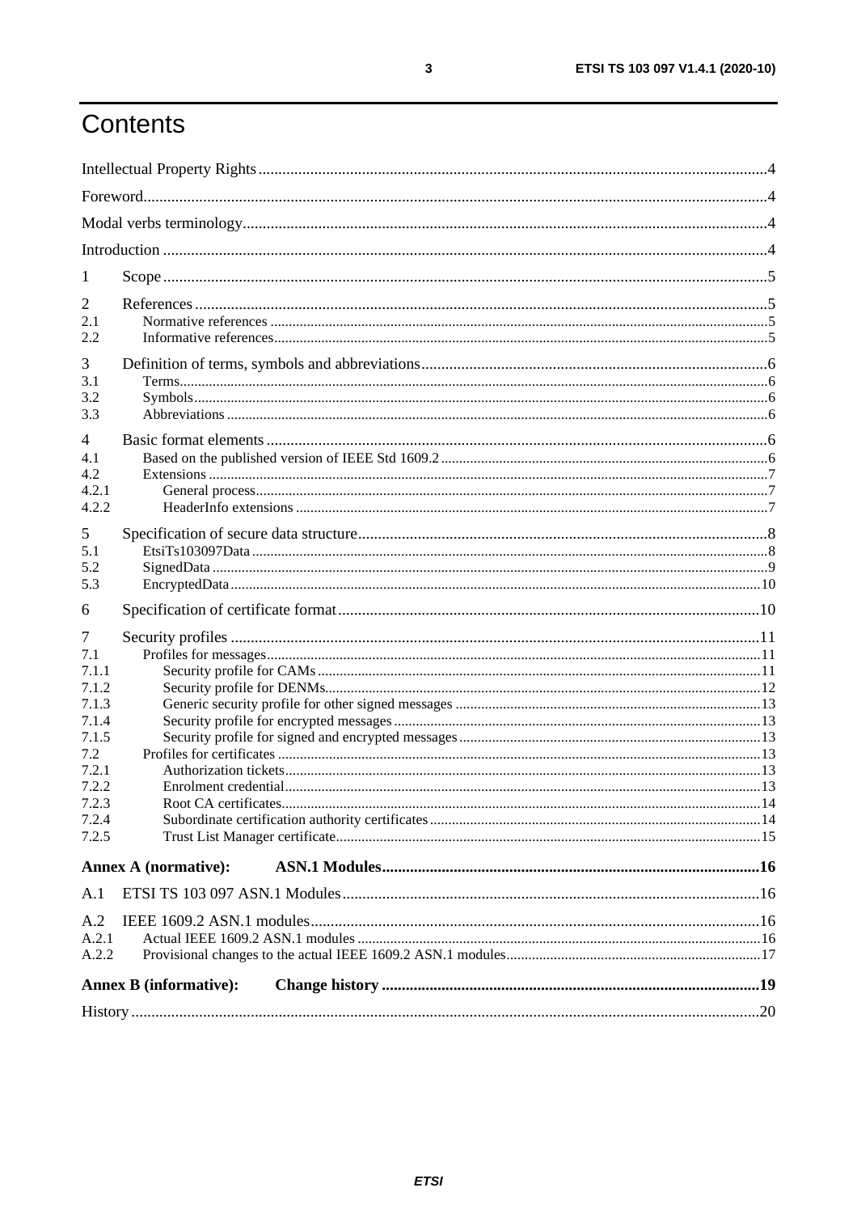# Contents

Intellectual Property Rights ........................................................................................................................ 4

Foreword ...................................................................................................................................................... 4

Modal verbs terminology ............................................................................................................................. 4

Introduction ................................................................................................................................................. 4

1 Scope ........................................................................................................................................................ 5

2 References ............................................................................................................................................... 5
2.1 Normative references ............................................................................................................................ 5
2.2 Informative references ........................................................................................................................... 5

3 Definition of terms, symbols and abbreviations ....................................................................................... 6
3.1 Terms ...................................................................................................................................................... 6
3.2 Symbols .................................................................................................................................................. 6
3.3 Abbreviations ......................................................................................................................................... 6

4 Basic format elements .............................................................................................................................. 6
4.1 Based on the published version of IEEE Std 1609.2 .............................................................................. 6
4.2 Extensions .............................................................................................................................................. 7
4.2.1 General process ................................................................................................................................... 7
4.2.2 HeaderInfo extensions ........................................................................................................................ 7

5 Specification of secure data structure ....................................................................................................... 8
5.1 EtsiTs103097Data ................................................................................................................................... 8
5.2 SignedData ............................................................................................................................................. 9
5.3 EncryptedData ...................................................................................................................................... 10

6 Specification of certificate format .......................................................................................................... 10

7 Security profiles ...................................................................................................................................... 11
7.1 Profiles for messages ............................................................................................................................ 11
7.1.1 Security profile for CAMs ................................................................................................................. 11
7.1.2 Security profile for DENMs ............................................................................................................... 12
7.1.3 Generic security profile for other signed messages .......................................................................... 13
7.1.4 Security profile for encrypted messages ............................................................................................ 13
7.1.5 Security profile for signed and encrypted messages .......................................................................... 13
7.2 Profiles for certificates ......................................................................................................................... 13
7.2.1 Authorization tickets ......................................................................................................................... 13
7.2.2 Enrolment credential ......................................................................................................................... 13
7.2.3 Root CA certificates .......................................................................................................................... 14
7.2.4 Subordinate certification authority certificates ................................................................................. 14
7.2.5 Trust List Manager certificate ........................................................................................................... 15

**Annex A (normative): ASN.1 Modules ................................................................................................. 16**

A.1 ETSI TS 103 097 ASN.1 Modules ......................................................................................................... 16

A.2 IEEE 1609.2 ASN.1 modules ................................................................................................................ 16
A.2.1 Actual IEEE 1609.2 ASN.1 modules ................................................................................................. 16
A.2.2 Provisional changes to the actual IEEE 1609.2 ASN.1 modules ....................................................... 17

**Annex B (informative): Change history ................................................................................................. 19**

History ....................................................................................................................................................... 20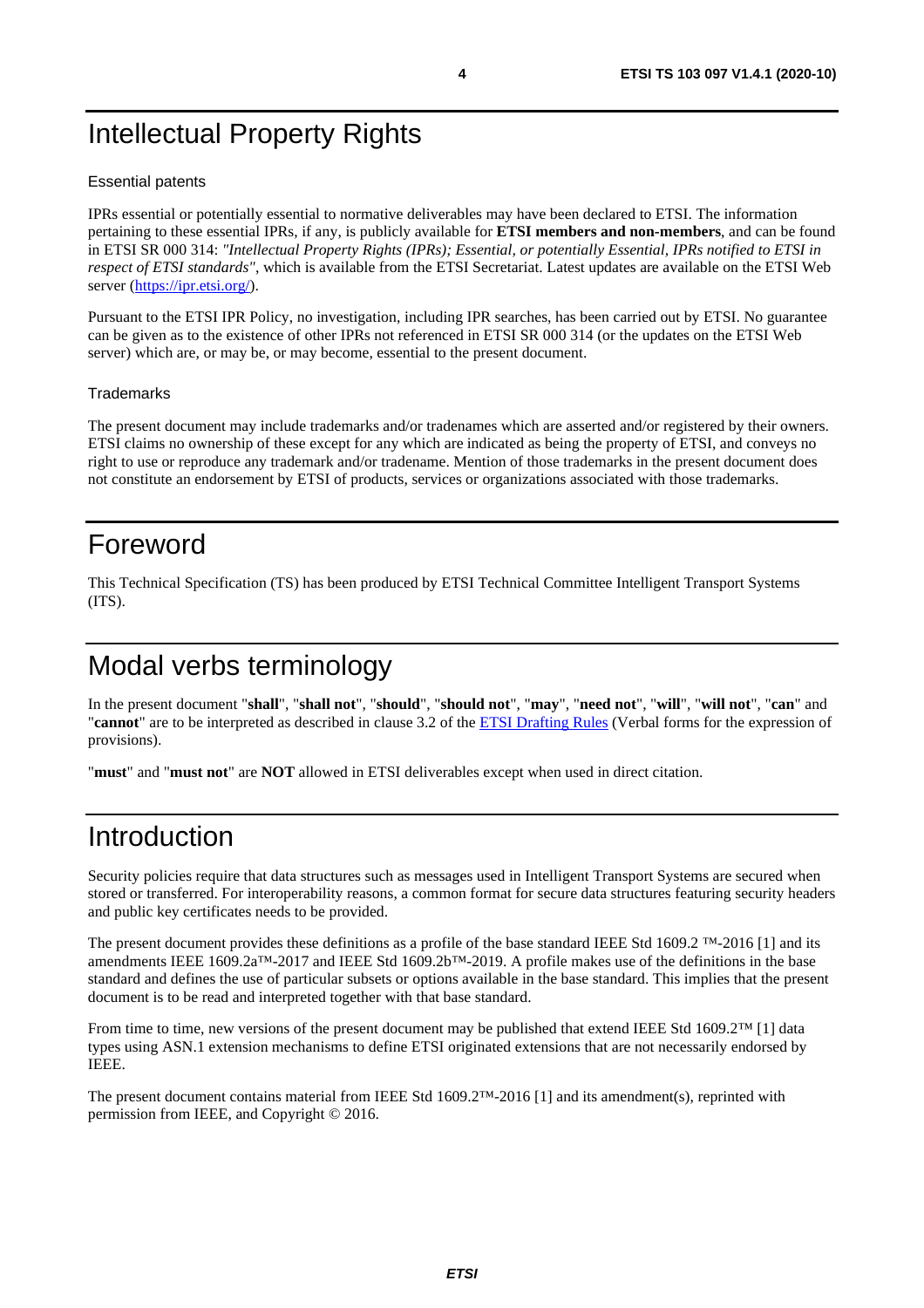# Intellectual Property Rights

## Essential patents

IPRs essential or potentially essential to normative deliverables may have been declared to ETSI. The information pertaining to these essential IPRs, if any, is publicly available for **ETSI members and non-members**, and can be found in ETSI SR 000 314: *"Intellectual Property Rights (IPRs); Essential, or potentially Essential, IPRs notified to ETSI in respect of ETSI standards"*, which is available from the ETSI Secretariat. Latest updates are available on the ETSI Web server (https://ipr.etsi.org/).

Pursuant to the ETSI IPR Policy, no investigation, including IPR searches, has been carried out by ETSI. No guarantee can be given as to the existence of other IPRs not referenced in ETSI SR 000 314 (or the updates on the ETSI Web server) which are, or may be, or may become, essential to the present document.

## Trademarks

The present document may include trademarks and/or tradenames which are asserted and/or registered by their owners. ETSI claims no ownership of these except for any which are indicated as being the property of ETSI, and conveys no right to use or reproduce any trademark and/or tradename. Mention of those trademarks in the present document does not constitute an endorsement by ETSI of products, services or organizations associated with those trademarks.

# Foreword

This Technical Specification (TS) has been produced by ETSI Technical Committee Intelligent Transport Systems (ITS).

# Modal verbs terminology

In the present document "**shall**", "**shall not**", "**should**", "**should not**", "**may**", "**need not**", "**will**", "**will not**", "**can**" and "**cannot**" are to be interpreted as described in clause 3.2 of the ETSI Drafting Rules (Verbal forms for the expression of provisions).

"**must**" and "**must not**" are **NOT** allowed in ETSI deliverables except when used in direct citation.

# Introduction

Security policies require that data structures such as messages used in Intelligent Transport Systems are secured when stored or transferred. For interoperability reasons, a common format for secure data structures featuring security headers and public key certificates needs to be provided.

The present document provides these definitions as a profile of the base standard IEEE Std 1609.2 ™-2016 [1] and its amendments IEEE 1609.2a™-2017 and IEEE Std 1609.2b™-2019. A profile makes use of the definitions in the base standard and defines the use of particular subsets or options available in the base standard. This implies that the present document is to be read and interpreted together with that base standard.

From time to time, new versions of the present document may be published that extend IEEE Std 1609.2™ [1] data types using ASN.1 extension mechanisms to define ETSI originated extensions that are not necessarily endorsed by IEEE.

The present document contains material from IEEE Std 1609.2™-2016 [1] and its amendment(s), reprinted with permission from IEEE, and Copyright © 2016.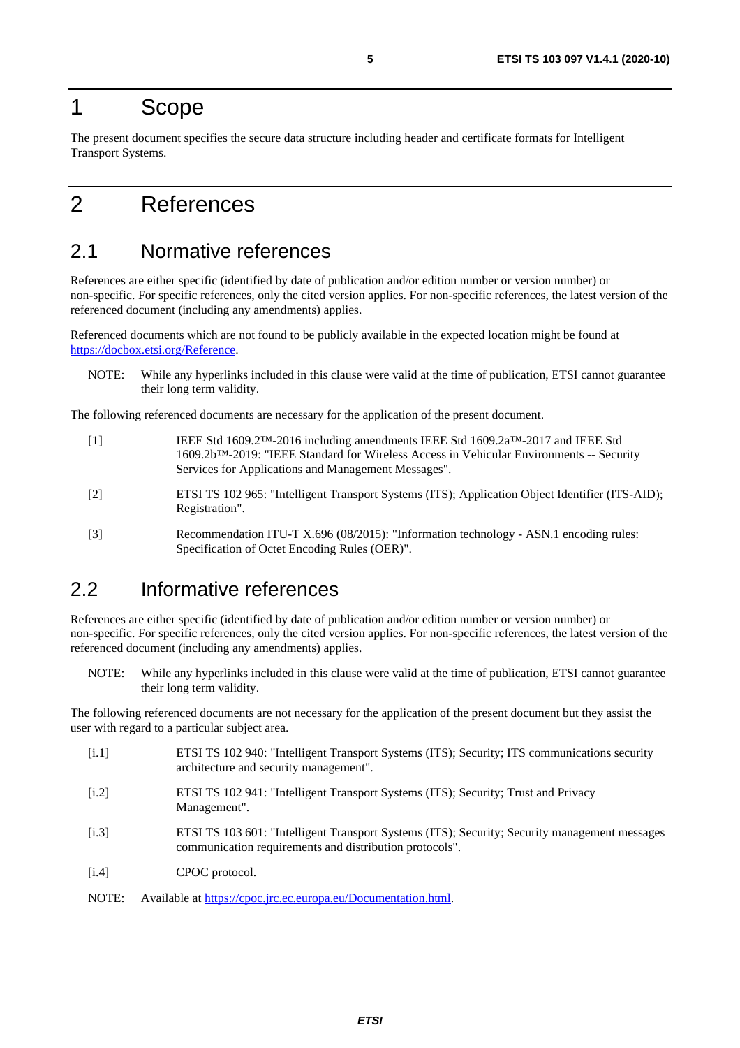# 1 Scope

The present document specifies the secure data structure including header and certificate formats for Intelligent Transport Systems.

# 2 References

## 2.1 Normative references

References are either specific (identified by date of publication and/or edition number or version number) or non-specific. For specific references, only the cited version applies. For non-specific references, the latest version of the referenced document (including any amendments) applies.

Referenced documents which are not found to be publicly available in the expected location might be found at https://docbox.etsi.org/Reference.

NOTE: While any hyperlinks included in this clause were valid at the time of publication, ETSI cannot guarantee their long term validity.

The following referenced documents are necessary for the application of the present document.

[1] IEEE Std 1609.2™-2016 including amendments IEEE Std 1609.2a™-2017 and IEEE Std 1609.2b™-2019: "IEEE Standard for Wireless Access in Vehicular Environments -- Security Services for Applications and Management Messages".

[2] ETSI TS 102 965: "Intelligent Transport Systems (ITS); Application Object Identifier (ITS-AID); Registration".

[3] Recommendation ITU-T X.696 (08/2015): "Information technology - ASN.1 encoding rules: Specification of Octet Encoding Rules (OER)".

## 2.2 Informative references

References are either specific (identified by date of publication and/or edition number or version number) or non-specific. For specific references, only the cited version applies. For non-specific references, the latest version of the referenced document (including any amendments) applies.

NOTE: While any hyperlinks included in this clause were valid at the time of publication, ETSI cannot guarantee their long term validity.

The following referenced documents are not necessary for the application of the present document but they assist the user with regard to a particular subject area.

[i.1] ETSI TS 102 940: "Intelligent Transport Systems (ITS); Security; ITS communications security architecture and security management".

[i.2] ETSI TS 102 941: "Intelligent Transport Systems (ITS); Security; Trust and Privacy Management".

[i.3] ETSI TS 103 601: "Intelligent Transport Systems (ITS); Security; Security management messages communication requirements and distribution protocols".

[i.4] CPOC protocol.

NOTE: Available at https://cpoc.jrc.ec.europa.eu/Documentation.html.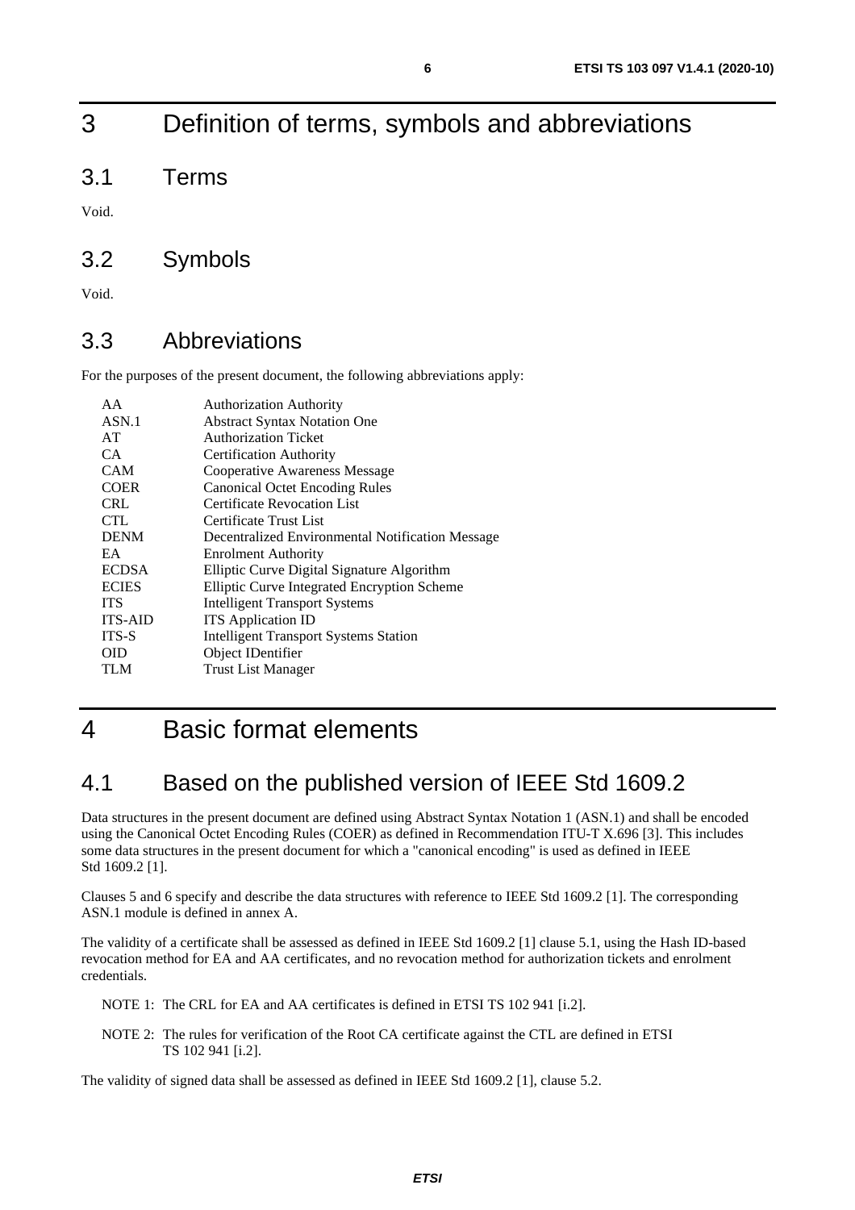# 3 Definition of terms, symbols and abbreviations

## 3.1 Terms

Void.

## 3.2 Symbols

Void.

## 3.3 Abbreviations

For the purposes of the present document, the following abbreviations apply:

| | |
|---|---|
| AA | Authorization Authority |
| ASN.1 | Abstract Syntax Notation One |
| AT | Authorization Ticket |
| CA | Certification Authority |
| CAM | Cooperative Awareness Message |
| COER | Canonical Octet Encoding Rules |
| CRL | Certificate Revocation List |
| CTL | Certificate Trust List |
| DENM | Decentralized Environmental Notification Message |
| EA | Enrolment Authority |
| ECDSA | Elliptic Curve Digital Signature Algorithm |
| ECIES | Elliptic Curve Integrated Encryption Scheme |
| ITS | Intelligent Transport Systems |
| ITS-AID | ITS Application ID |
| ITS-S | Intelligent Transport Systems Station |
| OID | Object IDentifier |
| TLM | Trust List Manager |

# 4 Basic format elements

## 4.1 Based on the published version of IEEE Std 1609.2

Data structures in the present document are defined using Abstract Syntax Notation 1 (ASN.1) and shall be encoded using the Canonical Octet Encoding Rules (COER) as defined in Recommendation ITU-T X.696 [3]. This includes some data structures in the present document for which a "canonical encoding" is used as defined in IEEE Std 1609.2 [1].

Clauses 5 and 6 specify and describe the data structures with reference to IEEE Std 1609.2 [1]. The corresponding ASN.1 module is defined in annex A.

The validity of a certificate shall be assessed as defined in IEEE Std 1609.2 [1] clause 5.1, using the Hash ID-based revocation method for EA and AA certificates, and no revocation method for authorization tickets and enrolment credentials.

NOTE 1: The CRL for EA and AA certificates is defined in ETSI TS 102 941 [i.2].

NOTE 2: The rules for verification of the Root CA certificate against the CTL are defined in ETSI TS 102 941 [i.2].

The validity of signed data shall be assessed as defined in IEEE Std 1609.2 [1], clause 5.2.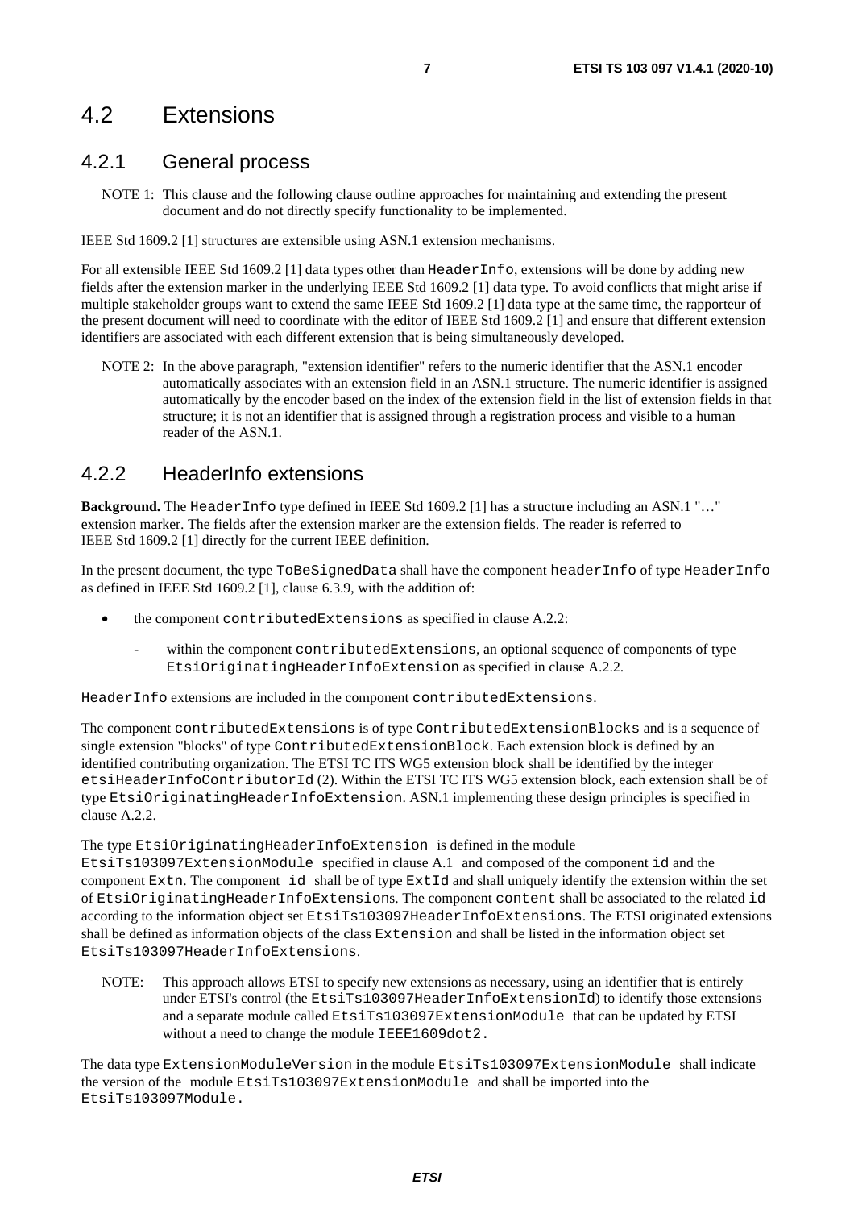## 4.2 Extensions

### 4.2.1 General process

NOTE 1: This clause and the following clause outline approaches for maintaining and extending the present document and do not directly specify functionality to be implemented.

IEEE Std 1609.2 [1] structures are extensible using ASN.1 extension mechanisms.

For all extensible IEEE Std 1609.2 [1] data types other than `HeaderInfo`, extensions will be done by adding new fields after the extension marker in the underlying IEEE Std 1609.2 [1] data type. To avoid conflicts that might arise if multiple stakeholder groups want to extend the same IEEE Std 1609.2 [1] data type at the same time, the rapporteur of the present document will need to coordinate with the editor of IEEE Std 1609.2 [1] and ensure that different extension identifiers are associated with each different extension that is being simultaneously developed.

NOTE 2: In the above paragraph, "extension identifier" refers to the numeric identifier that the ASN.1 encoder automatically associates with an extension field in an ASN.1 structure. The numeric identifier is assigned automatically by the encoder based on the index of the extension field in the list of extension fields in that structure; it is not an identifier that is assigned through a registration process and visible to a human reader of the ASN.1.

### 4.2.2 HeaderInfo extensions

**Background.** The `HeaderInfo` type defined in IEEE Std 1609.2 [1] has a structure including an ASN.1 "…" extension marker. The fields after the extension marker are the extension fields. The reader is referred to IEEE Std 1609.2 [1] directly for the current IEEE definition.

In the present document, the type `ToBeSignedData` shall have the component `headerInfo` of type `HeaderInfo` as defined in IEEE Std 1609.2 [1], clause 6.3.9, with the addition of:

- the component `contributedExtensions` as specified in clause A.2.2:
  - within the component `contributedExtensions`, an optional sequence of components of type `EtsiOriginatingHeaderInfoExtension` as specified in clause A.2.2.

`HeaderInfo` extensions are included in the component `contributedExtensions`.

The component `contributedExtensions` is of type `ContributedExtensionBlocks` and is a sequence of single extension "blocks" of type `ContributedExtensionBlock`. Each extension block is defined by an identified contributing organization. The ETSI TC ITS WG5 extension block shall be identified by the integer `etsiHeaderInfoContributorId` (2). Within the ETSI TC ITS WG5 extension block, each extension shall be of type `EtsiOriginatingHeaderInfoExtension`. ASN.1 implementing these design principles is specified in clause A.2.2.

The type `EtsiOriginatingHeaderInfoExtension` is defined in the module `EtsiTs103097ExtensionModule` specified in clause A.1 and composed of the component `id` and the component `Extn`. The component `id` shall be of type `ExtId` and shall uniquely identify the extension within the set of `EtsiOriginatingHeaderInfoExtension`s. The component `content` shall be associated to the related `id` according to the information object set `EtsiTs103097HeaderInfoExtensions`. The ETSI originated extensions shall be defined as information objects of the class `Extension` and shall be listed in the information object set `EtsiTs103097HeaderInfoExtensions`.

NOTE: This approach allows ETSI to specify new extensions as necessary, using an identifier that is entirely under ETSI's control (the `EtsiTs103097HeaderInfoExtensionId`) to identify those extensions and a separate module called `EtsiTs103097ExtensionModule` that can be updated by ETSI without a need to change the module `IEEE1609dot2.`

The data type `ExtensionModuleVersion` in the module `EtsiTs103097ExtensionModule` shall indicate the version of the module `EtsiTs103097ExtensionModule` and shall be imported into the `EtsiTs103097Module.`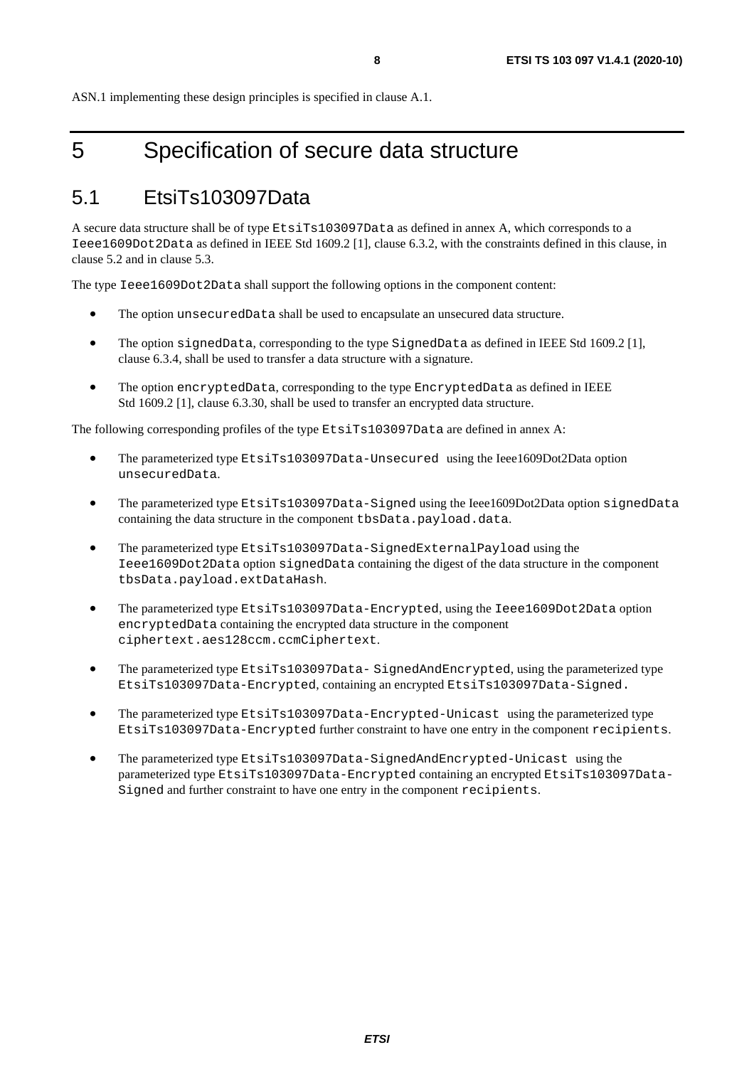ASN.1 implementing these design principles is specified in clause A.1.

# 5 Specification of secure data structure

## 5.1 EtsiTs103097Data

A secure data structure shall be of type `EtsiTs103097Data` as defined in annex A, which corresponds to a `Ieee1609Dot2Data` as defined in IEEE Std 1609.2 [1], clause 6.3.2, with the constraints defined in this clause, in clause 5.2 and in clause 5.3.

The type `Ieee1609Dot2Data` shall support the following options in the component content:

- The option `unsecuredData` shall be used to encapsulate an unsecured data structure.
- The option `signedData`, corresponding to the type `SignedData` as defined in IEEE Std 1609.2 [1], clause 6.3.4, shall be used to transfer a data structure with a signature.
- The option `encryptedData`, corresponding to the type `EncryptedData` as defined in IEEE Std 1609.2 [1], clause 6.3.30, shall be used to transfer an encrypted data structure.

The following corresponding profiles of the type `EtsiTs103097Data` are defined in annex A:

- The parameterized type `EtsiTs103097Data-Unsecured` using the Ieee1609Dot2Data option `unsecuredData`.
- The parameterized type `EtsiTs103097Data-Signed` using the Ieee1609Dot2Data option `signedData` containing the data structure in the component `tbsData.payload.data`.
- The parameterized type `EtsiTs103097Data-SignedExternalPayload` using the `Ieee1609Dot2Data` option `signedData` containing the digest of the data structure in the component `tbsData.payload.extDataHash`.
- The parameterized type `EtsiTs103097Data-Encrypted`, using the `Ieee1609Dot2Data` option `encryptedData` containing the encrypted data structure in the component `ciphertext.aes128ccm.ccmCiphertext`.
- The parameterized type `EtsiTs103097Data- SignedAndEncrypted`, using the parameterized type `EtsiTs103097Data-Encrypted`, containing an encrypted `EtsiTs103097Data-Signed.`
- The parameterized type `EtsiTs103097Data-Encrypted-Unicast` using the parameterized type `EtsiTs103097Data-Encrypted` further constraint to have one entry in the component `recipients`.
- The parameterized type `EtsiTs103097Data-SignedAndEncrypted-Unicast` using the parameterized type `EtsiTs103097Data-Encrypted` containing an encrypted `EtsiTs103097Data-Signed` and further constraint to have one entry in the component `recipients`.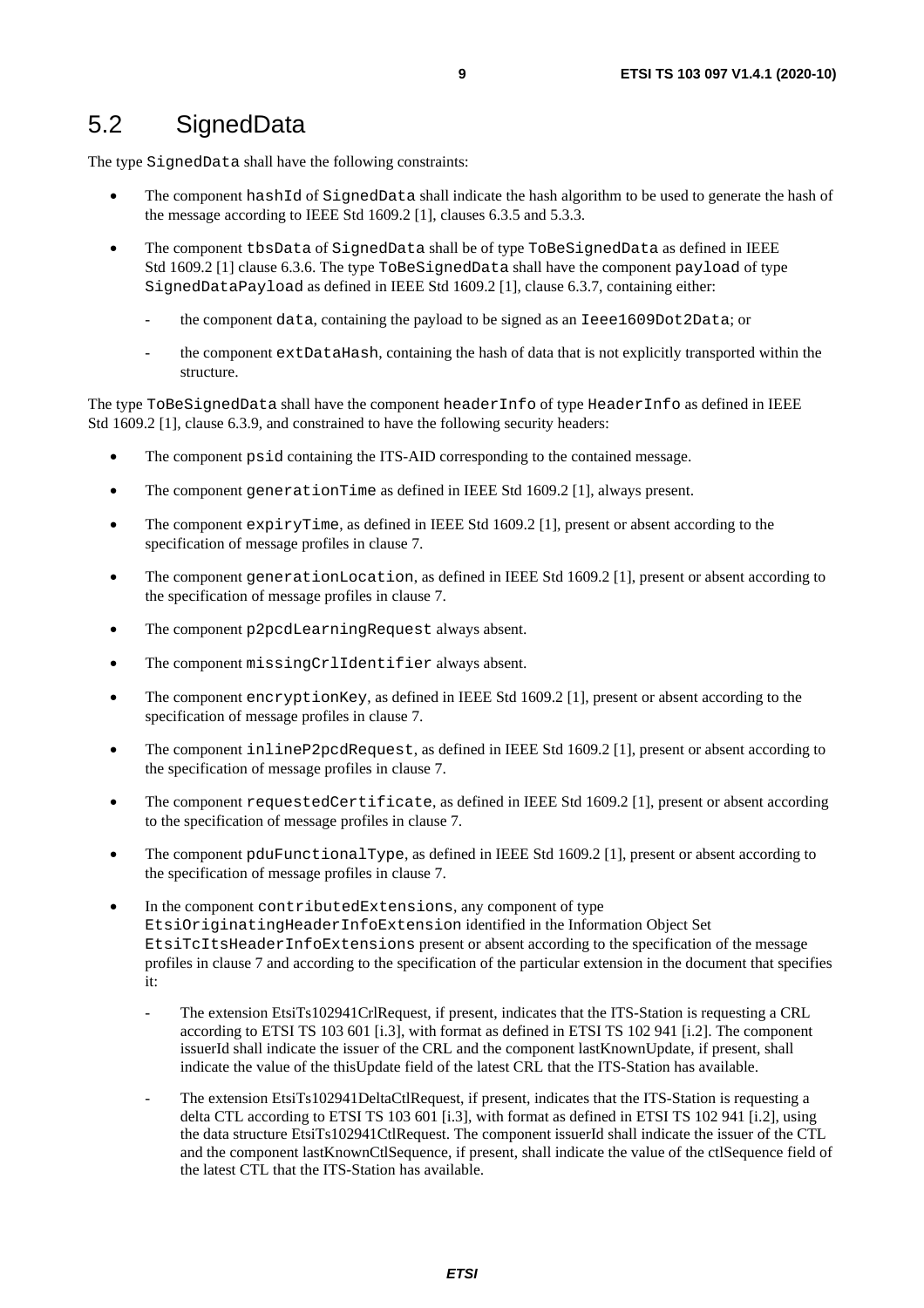## 5.2 SignedData

The type `SignedData` shall have the following constraints:

- The component `hashId` of `SignedData` shall indicate the hash algorithm to be used to generate the hash of the message according to IEEE Std 1609.2 [1], clauses 6.3.5 and 5.3.3.
- The component `tbsData` of `SignedData` shall be of type `ToBeSignedData` as defined in IEEE Std 1609.2 [1] clause 6.3.6. The type `ToBeSignedData` shall have the component `payload` of type `SignedDataPayload` as defined in IEEE Std 1609.2 [1], clause 6.3.7, containing either:
    - the component `data`, containing the payload to be signed as an `Ieee1609Dot2Data`; or
    - the component `extDataHash`, containing the hash of data that is not explicitly transported within the structure.

The type `ToBeSignedData` shall have the component `headerInfo` of type `HeaderInfo` as defined in IEEE Std 1609.2 [1], clause 6.3.9, and constrained to have the following security headers:

- The component `psid` containing the ITS-AID corresponding to the contained message.
- The component `generationTime` as defined in IEEE Std 1609.2 [1], always present.
- The component `expiryTime`, as defined in IEEE Std 1609.2 [1], present or absent according to the specification of message profiles in clause 7.
- The component `generationLocation`, as defined in IEEE Std 1609.2 [1], present or absent according to the specification of message profiles in clause 7.
- The component `p2pcdLearningRequest` always absent.
- The component `missingCrlIdentifier` always absent.
- The component `encryptionKey`, as defined in IEEE Std 1609.2 [1], present or absent according to the specification of message profiles in clause 7.
- The component `inlineP2pcdRequest`, as defined in IEEE Std 1609.2 [1], present or absent according to the specification of message profiles in clause 7.
- The component `requestedCertificate`, as defined in IEEE Std 1609.2 [1], present or absent according to the specification of message profiles in clause 7.
- The component `pduFunctionalType`, as defined in IEEE Std 1609.2 [1], present or absent according to the specification of message profiles in clause 7.
- In the component `contributedExtensions`, any component of type `EtsiOriginatingHeaderInfoExtension` identified in the Information Object Set `EtsiTcItsHeaderInfoExtensions` present or absent according to the specification of the message profiles in clause 7 and according to the specification of the particular extension in the document that specifies it:
    - The extension EtsiTs102941CrlRequest, if present, indicates that the ITS-Station is requesting a CRL according to ETSI TS 103 601 [i.3], with format as defined in ETSI TS 102 941 [i.2]. The component issuerId shall indicate the issuer of the CRL and the component lastKnownUpdate, if present, shall indicate the value of the thisUpdate field of the latest CRL that the ITS-Station has available.
    - The extension EtsiTs102941DeltaCtlRequest, if present, indicates that the ITS-Station is requesting a delta CTL according to ETSI TS 103 601 [i.3], with format as defined in ETSI TS 102 941 [i.2], using the data structure EtsiTs102941CtlRequest. The component issuerId shall indicate the issuer of the CTL and the component lastKnownCtlSequence, if present, shall indicate the value of the ctlSequence field of the latest CTL that the ITS-Station has available.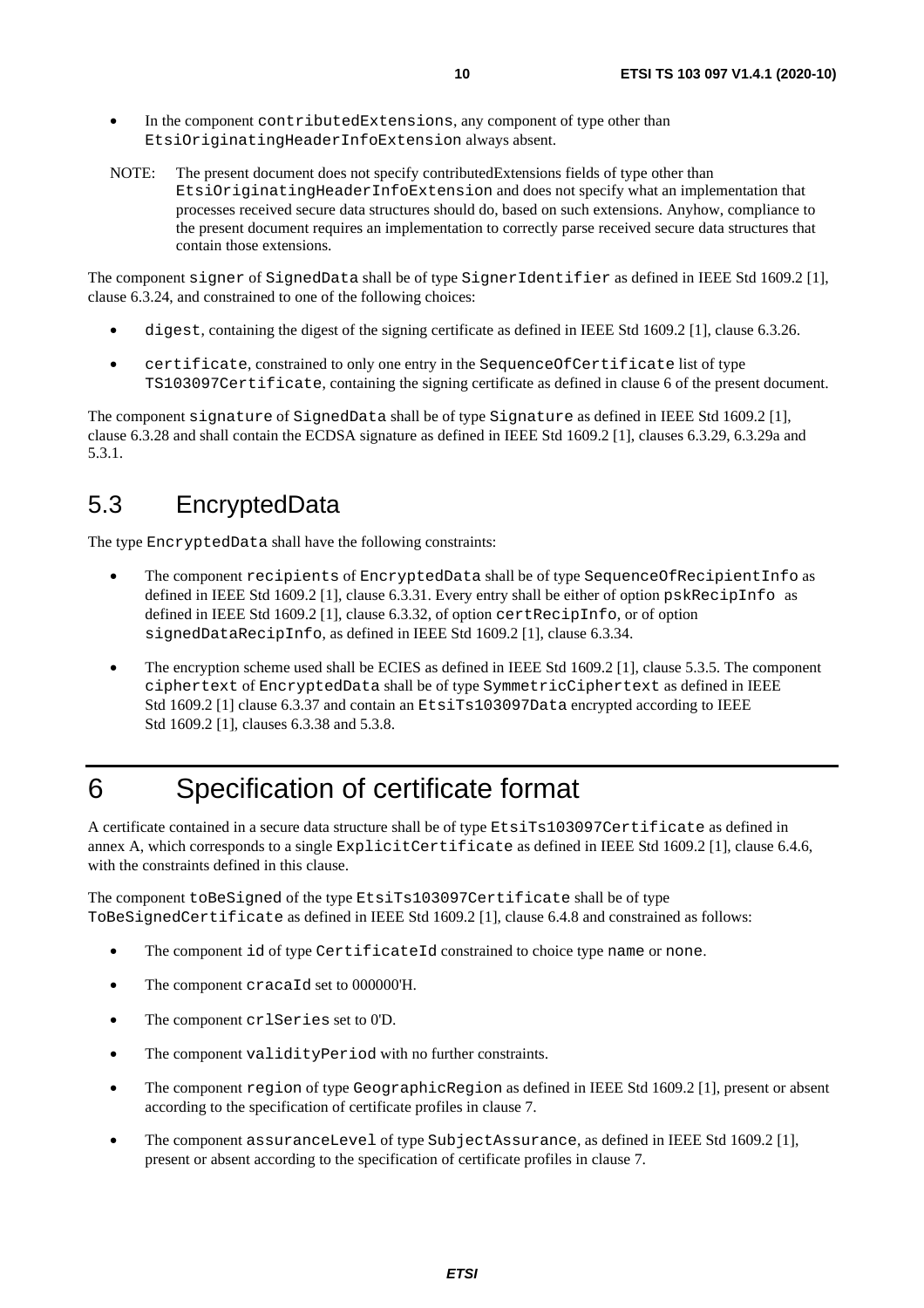- In the component contributedExtensions, any component of type other than EtsiOriginatingHeaderInfoExtension always absent.

NOTE: The present document does not specify contributedExtensions fields of type other than EtsiOriginatingHeaderInfoExtension and does not specify what an implementation that processes received secure data structures should do, based on such extensions. Anyhow, compliance to the present document requires an implementation to correctly parse received secure data structures that contain those extensions.

The component signer of SignedData shall be of type SignerIdentifier as defined in IEEE Std 1609.2 [1], clause 6.3.24, and constrained to one of the following choices:

- digest, containing the digest of the signing certificate as defined in IEEE Std 1609.2 [1], clause 6.3.26.
- certificate, constrained to only one entry in the SequenceOfCertificate list of type TS103097Certificate, containing the signing certificate as defined in clause 6 of the present document.

The component signature of SignedData shall be of type Signature as defined in IEEE Std 1609.2 [1], clause 6.3.28 and shall contain the ECDSA signature as defined in IEEE Std 1609.2 [1], clauses 6.3.29, 6.3.29a and 5.3.1.

## 5.3 EncryptedData

The type EncryptedData shall have the following constraints:

- The component recipients of EncryptedData shall be of type SequenceOfRecipientInfo as defined in IEEE Std 1609.2 [1], clause 6.3.31. Every entry shall be either of option pskRecipInfo as defined in IEEE Std 1609.2 [1], clause 6.3.32, of option certRecipInfo, or of option signedDataRecipInfo, as defined in IEEE Std 1609.2 [1], clause 6.3.34.
- The encryption scheme used shall be ECIES as defined in IEEE Std 1609.2 [1], clause 5.3.5. The component ciphertext of EncryptedData shall be of type SymmetricCiphertext as defined in IEEE Std 1609.2 [1] clause 6.3.37 and contain an EtsiTs103097Data encrypted according to IEEE Std 1609.2 [1], clauses 6.3.38 and 5.3.8.

# 6 Specification of certificate format

A certificate contained in a secure data structure shall be of type EtsiTs103097Certificate as defined in annex A, which corresponds to a single ExplicitCertificate as defined in IEEE Std 1609.2 [1], clause 6.4.6, with the constraints defined in this clause.

The component toBeSigned of the type EtsiTs103097Certificate shall be of type ToBeSignedCertificate as defined in IEEE Std 1609.2 [1], clause 6.4.8 and constrained as follows:

- The component id of type CertificateId constrained to choice type name or none.
- The component cracaId set to 000000'H.
- The component crlSeries set to 0'D.
- The component validityPeriod with no further constraints.
- The component region of type GeographicRegion as defined in IEEE Std 1609.2 [1], present or absent according to the specification of certificate profiles in clause 7.
- The component assuranceLevel of type SubjectAssurance, as defined in IEEE Std 1609.2 [1], present or absent according to the specification of certificate profiles in clause 7.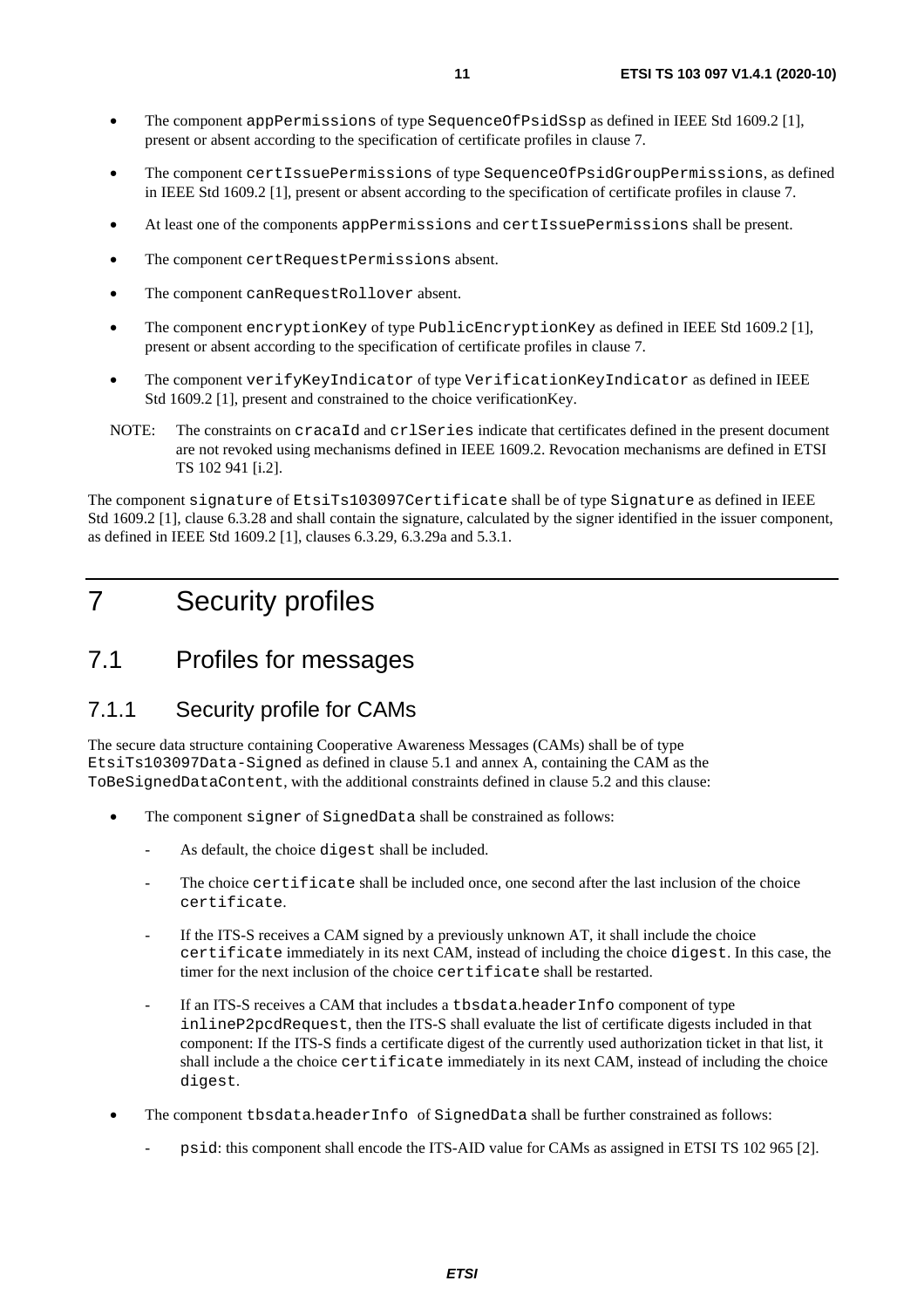- The component appPermissions of type SequenceOfPsidSsp as defined in IEEE Std 1609.2 [1], present or absent according to the specification of certificate profiles in clause 7.
- The component certIssuePermissions of type SequenceOfPsidGroupPermissions, as defined in IEEE Std 1609.2 [1], present or absent according to the specification of certificate profiles in clause 7.
- At least one of the components appPermissions and certIssuePermissions shall be present.
- The component certRequestPermissions absent.
- The component canRequestRollover absent.
- The component encryptionKey of type PublicEncryptionKey as defined in IEEE Std 1609.2 [1], present or absent according to the specification of certificate profiles in clause 7.
- The component verifyKeyIndicator of type VerificationKeyIndicator as defined in IEEE Std 1609.2 [1], present and constrained to the choice verificationKey.

NOTE: The constraints on cracaId and crlSeries indicate that certificates defined in the present document are not revoked using mechanisms defined in IEEE 1609.2. Revocation mechanisms are defined in ETSI TS 102 941 [i.2].

The component signature of EtsiTs103097Certificate shall be of type Signature as defined in IEEE Std 1609.2 [1], clause 6.3.28 and shall contain the signature, calculated by the signer identified in the issuer component, as defined in IEEE Std 1609.2 [1], clauses 6.3.29, 6.3.29a and 5.3.1.

# 7 Security profiles

## 7.1 Profiles for messages

### 7.1.1 Security profile for CAMs

The secure data structure containing Cooperative Awareness Messages (CAMs) shall be of type EtsiTs103097Data-Signed as defined in clause 5.1 and annex A, containing the CAM as the ToBeSignedDataContent, with the additional constraints defined in clause 5.2 and this clause:

- The component signer of SignedData shall be constrained as follows:
  - As default, the choice digest shall be included.
  - The choice certificate shall be included once, one second after the last inclusion of the choice certificate.
  - If the ITS-S receives a CAM signed by a previously unknown AT, it shall include the choice certificate immediately in its next CAM, instead of including the choice digest. In this case, the timer for the next inclusion of the choice certificate shall be restarted.
  - If an ITS-S receives a CAM that includes a tbsdata.headerInfo component of type inlineP2pcdRequest, then the ITS-S shall evaluate the list of certificate digests included in that component: If the ITS-S finds a certificate digest of the currently used authorization ticket in that list, it shall include a the choice certificate immediately in its next CAM, instead of including the choice digest.
- The component tbsdata.headerInfo of SignedData shall be further constrained as follows:
  - psid: this component shall encode the ITS-AID value for CAMs as assigned in ETSI TS 102 965 [2].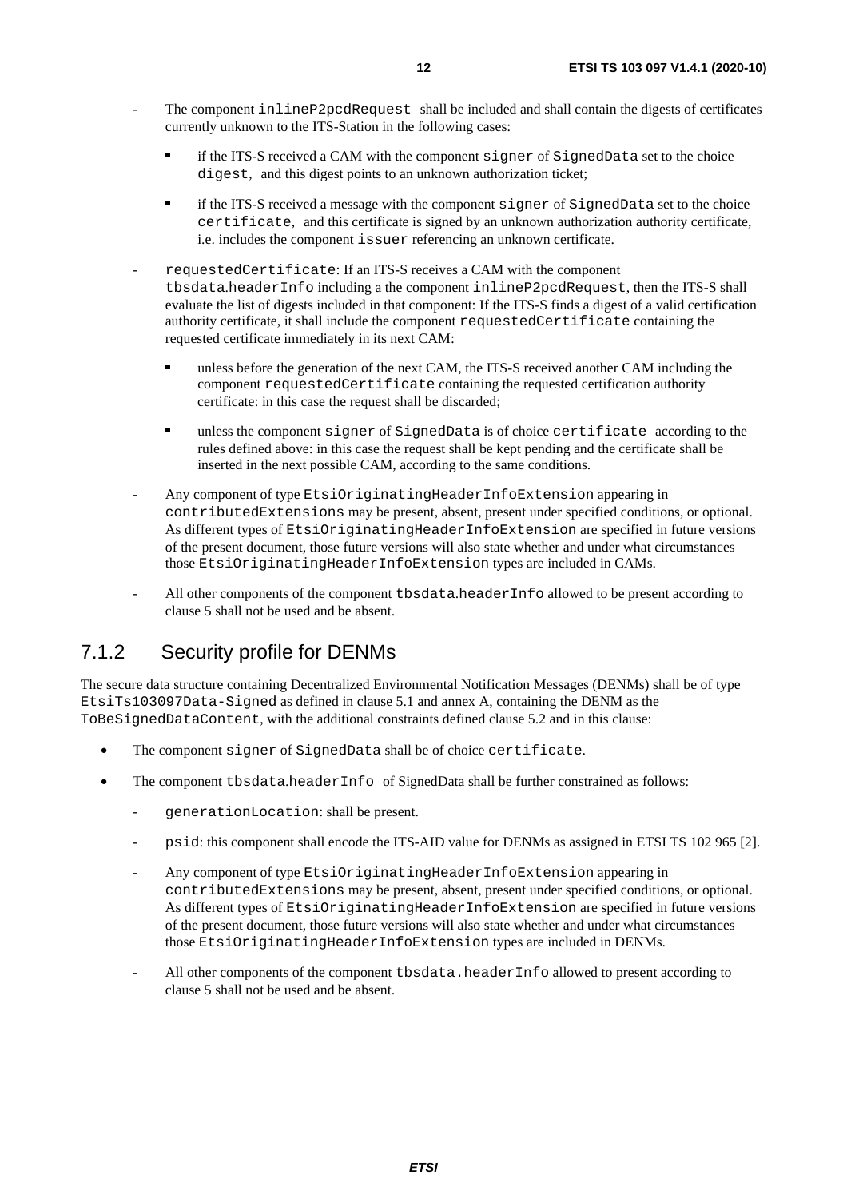- The component `inlineP2pcdRequest` shall be included and shall contain the digests of certificates currently unknown to the ITS-Station in the following cases:
    - if the ITS-S received a CAM with the component `signer` of `SignedData` set to the choice `digest`, and this digest points to an unknown authorization ticket;
    - if the ITS-S received a message with the component `signer` of `SignedData` set to the choice `certificate`, and this certificate is signed by an unknown authorization authority certificate, i.e. includes the component `issuer` referencing an unknown certificate.
- `requestedCertificate`: If an ITS-S receives a CAM with the component `tbsdata.headerInfo` including a the component `inlineP2pcdRequest`, then the ITS-S shall evaluate the list of digests included in that component: If the ITS-S finds a digest of a valid certification authority certificate, it shall include the component `requestedCertificate` containing the requested certificate immediately in its next CAM:
    - unless before the generation of the next CAM, the ITS-S received another CAM including the component `requestedCertificate` containing the requested certification authority certificate: in this case the request shall be discarded;
    - unless the component `signer` of `SignedData` is of choice `certificate` according to the rules defined above: in this case the request shall be kept pending and the certificate shall be inserted in the next possible CAM, according to the same conditions.
- Any component of type `EtsiOriginatingHeaderInfoExtension` appearing in `contributedExtensions` may be present, absent, present under specified conditions, or optional. As different types of `EtsiOriginatingHeaderInfoExtension` are specified in future versions of the present document, those future versions will also state whether and under what circumstances those `EtsiOriginatingHeaderInfoExtension` types are included in CAMs.
- All other components of the component `tbsdata.headerInfo` allowed to be present according to clause 5 shall not be used and be absent.

### 7.1.2 Security profile for DENMs

The secure data structure containing Decentralized Environmental Notification Messages (DENMs) shall be of type `EtsiTs103097Data-Signed` as defined in clause 5.1 and annex A, containing the DENM as the `ToBeSignedDataContent`, with the additional constraints defined clause 5.2 and in this clause:

- The component `signer` of `SignedData` shall be of choice `certificate`.
- The component `tbsdata.headerInfo` of SignedData shall be further constrained as follows:
    - `generationLocation`: shall be present.
    - `psid`: this component shall encode the ITS-AID value for DENMs as assigned in ETSI TS 102 965 [2].
    - Any component of type `EtsiOriginatingHeaderInfoExtension` appearing in `contributedExtensions` may be present, absent, present under specified conditions, or optional. As different types of `EtsiOriginatingHeaderInfoExtension` are specified in future versions of the present document, those future versions will also state whether and under what circumstances those `EtsiOriginatingHeaderInfoExtension` types are included in DENMs.
    - All other components of the component `tbsdata.headerInfo` allowed to present according to clause 5 shall not be used and be absent.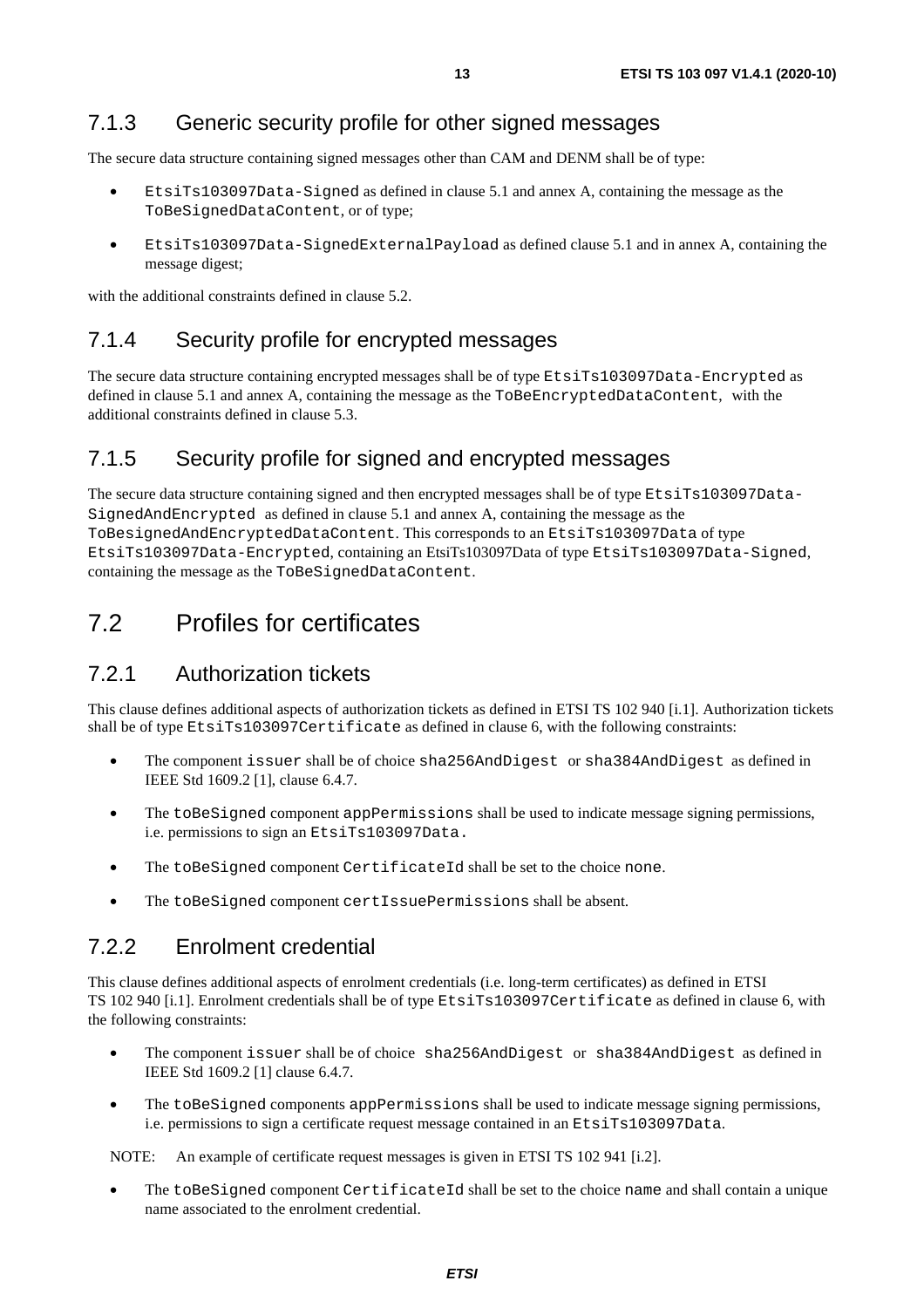### 7.1.3 Generic security profile for other signed messages

The secure data structure containing signed messages other than CAM and DENM shall be of type:

- `EtsiTs103097Data-Signed` as defined in clause 5.1 and annex A, containing the message as the `ToBeSignedDataContent`, or of type;
- `EtsiTs103097Data-SignedExternalPayload` as defined clause 5.1 and in annex A, containing the message digest;

with the additional constraints defined in clause 5.2.

### 7.1.4 Security profile for encrypted messages

The secure data structure containing encrypted messages shall be of type `EtsiTs103097Data-Encrypted` as defined in clause 5.1 and annex A, containing the message as the `ToBeEncryptedDataContent`, with the additional constraints defined in clause 5.3.

### 7.1.5 Security profile for signed and encrypted messages

The secure data structure containing signed and then encrypted messages shall be of type `EtsiTs103097Data-SignedAndEncrypted` as defined in clause 5.1 and annex A, containing the message as the `ToBesignedAndEncryptedDataContent`. This corresponds to an `EtsiTs103097Data` of type `EtsiTs103097Data-Encrypted`, containing an EtsiTs103097Data of type `EtsiTs103097Data-Signed`, containing the message as the `ToBeSignedDataContent`.

## 7.2 Profiles for certificates

### 7.2.1 Authorization tickets

This clause defines additional aspects of authorization tickets as defined in ETSI TS 102 940 [i.1]. Authorization tickets shall be of type `EtsiTs103097Certificate` as defined in clause 6, with the following constraints:

- The component `issuer` shall be of choice `sha256AndDigest` or `sha384AndDigest` as defined in IEEE Std 1609.2 [1], clause 6.4.7.
- The `toBeSigned` component `appPermissions` shall be used to indicate message signing permissions, i.e. permissions to sign an `EtsiTs103097Data.`
- The `toBeSigned` component `CertificateId` shall be set to the choice `none`.
- The `toBeSigned` component `certIssuePermissions` shall be absent.

### 7.2.2 Enrolment credential

This clause defines additional aspects of enrolment credentials (i.e. long-term certificates) as defined in ETSI TS 102 940 [i.1]. Enrolment credentials shall be of type `EtsiTs103097Certificate` as defined in clause 6, with the following constraints:

- The component `issuer` shall be of choice `sha256AndDigest` or `sha384AndDigest` as defined in IEEE Std 1609.2 [1] clause 6.4.7.
- The `toBeSigned` components `appPermissions` shall be used to indicate message signing permissions, i.e. permissions to sign a certificate request message contained in an `EtsiTs103097Data`.

NOTE: An example of certificate request messages is given in ETSI TS 102 941 [i.2].

- The `toBeSigned` component `CertificateId` shall be set to the choice `name` and shall contain a unique name associated to the enrolment credential.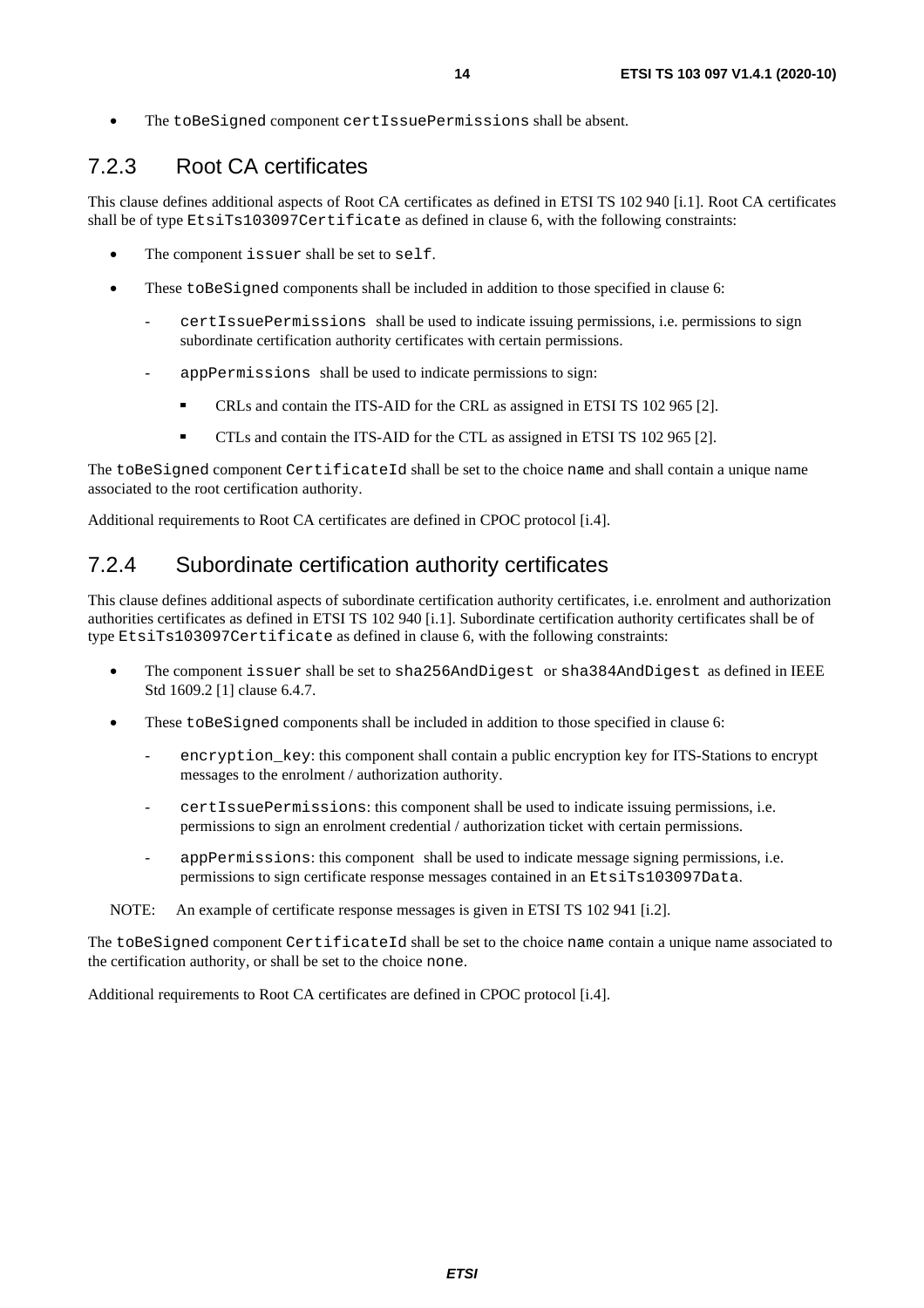- The toBeSigned component certIssuePermissions shall be absent.

### 7.2.3 Root CA certificates

This clause defines additional aspects of Root CA certificates as defined in ETSI TS 102 940 [i.1]. Root CA certificates shall be of type EtsiTs103097Certificate as defined in clause 6, with the following constraints:

- The component issuer shall be set to self.
- These toBeSigned components shall be included in addition to those specified in clause 6:
  - certIssuePermissions shall be used to indicate issuing permissions, i.e. permissions to sign subordinate certification authority certificates with certain permissions.
  - appPermissions shall be used to indicate permissions to sign:
    - CRLs and contain the ITS-AID for the CRL as assigned in ETSI TS 102 965 [2].
    - CTLs and contain the ITS-AID for the CTL as assigned in ETSI TS 102 965 [2].

The toBeSigned component CertificateId shall be set to the choice name and shall contain a unique name associated to the root certification authority.

Additional requirements to Root CA certificates are defined in CPOC protocol [i.4].

### 7.2.4 Subordinate certification authority certificates

This clause defines additional aspects of subordinate certification authority certificates, i.e. enrolment and authorization authorities certificates as defined in ETSI TS 102 940 [i.1]. Subordinate certification authority certificates shall be of type EtsiTs103097Certificate as defined in clause 6, with the following constraints:

- The component issuer shall be set to sha256AndDigest or sha384AndDigest as defined in IEEE Std 1609.2 [1] clause 6.4.7.
- These toBeSigned components shall be included in addition to those specified in clause 6:
  - encryption_key: this component shall contain a public encryption key for ITS-Stations to encrypt messages to the enrolment / authorization authority.
  - certIssuePermissions: this component shall be used to indicate issuing permissions, i.e. permissions to sign an enrolment credential / authorization ticket with certain permissions.
  - appPermissions: this component shall be used to indicate message signing permissions, i.e. permissions to sign certificate response messages contained in an EtsiTs103097Data.

NOTE: An example of certificate response messages is given in ETSI TS 102 941 [i.2].

The toBeSigned component CertificateId shall be set to the choice name contain a unique name associated to the certification authority, or shall be set to the choice none.

Additional requirements to Root CA certificates are defined in CPOC protocol [i.4].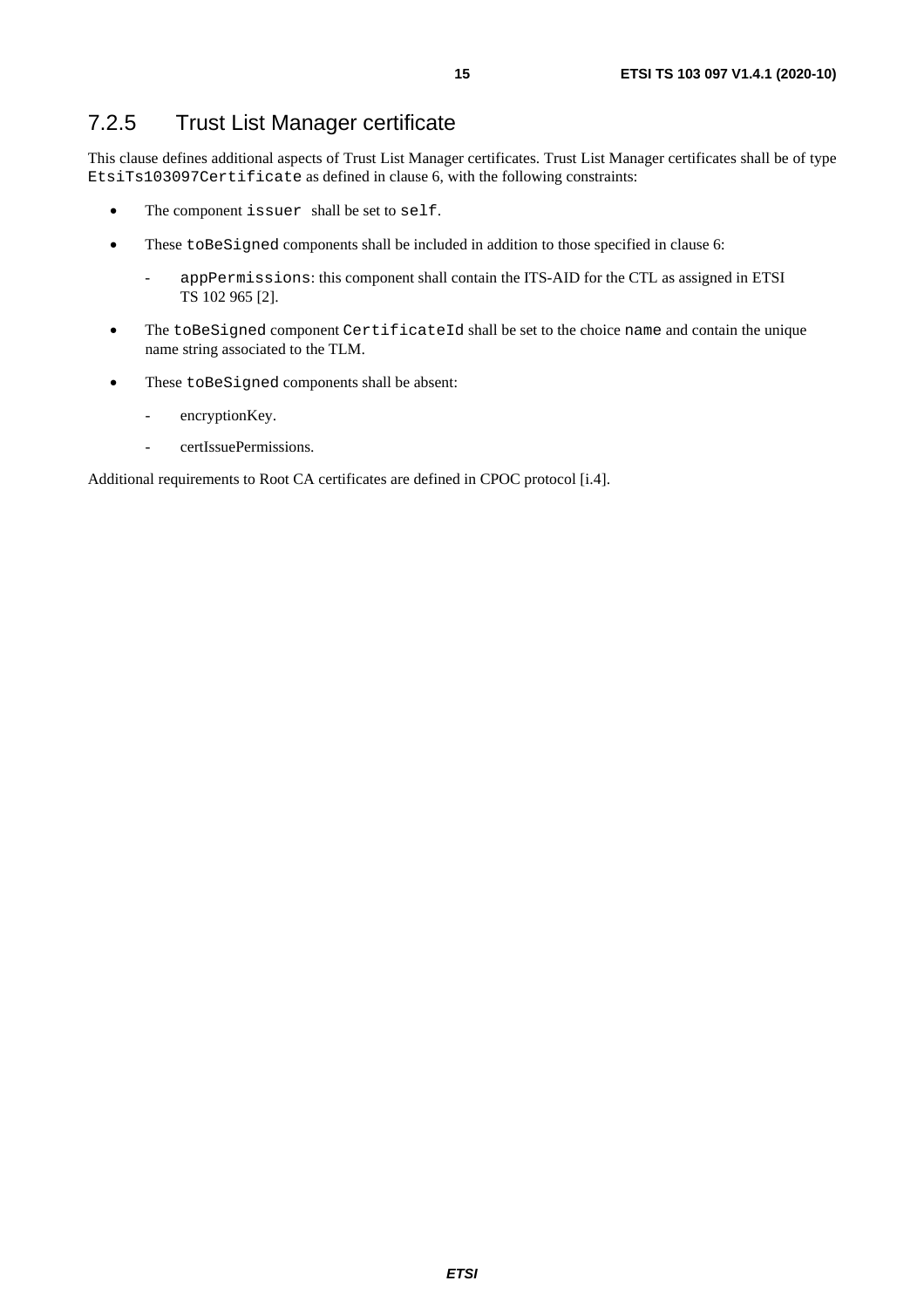### 7.2.5 Trust List Manager certificate

This clause defines additional aspects of Trust List Manager certificates. Trust List Manager certificates shall be of type `EtsiTs103097Certificate` as defined in clause 6, with the following constraints:

- The component `issuer` shall be set to `self`.
- These `toBeSigned` components shall be included in addition to those specified in clause 6:
  - `appPermissions`: this component shall contain the ITS-AID for the CTL as assigned in ETSI TS 102 965 [2].
- The `toBeSigned` component `CertificateId` shall be set to the choice `name` and contain the unique name string associated to the TLM.
- These `toBeSigned` components shall be absent:
  - encryptionKey.
  - certIssuePermissions.

Additional requirements to Root CA certificates are defined in CPOC protocol [i.4].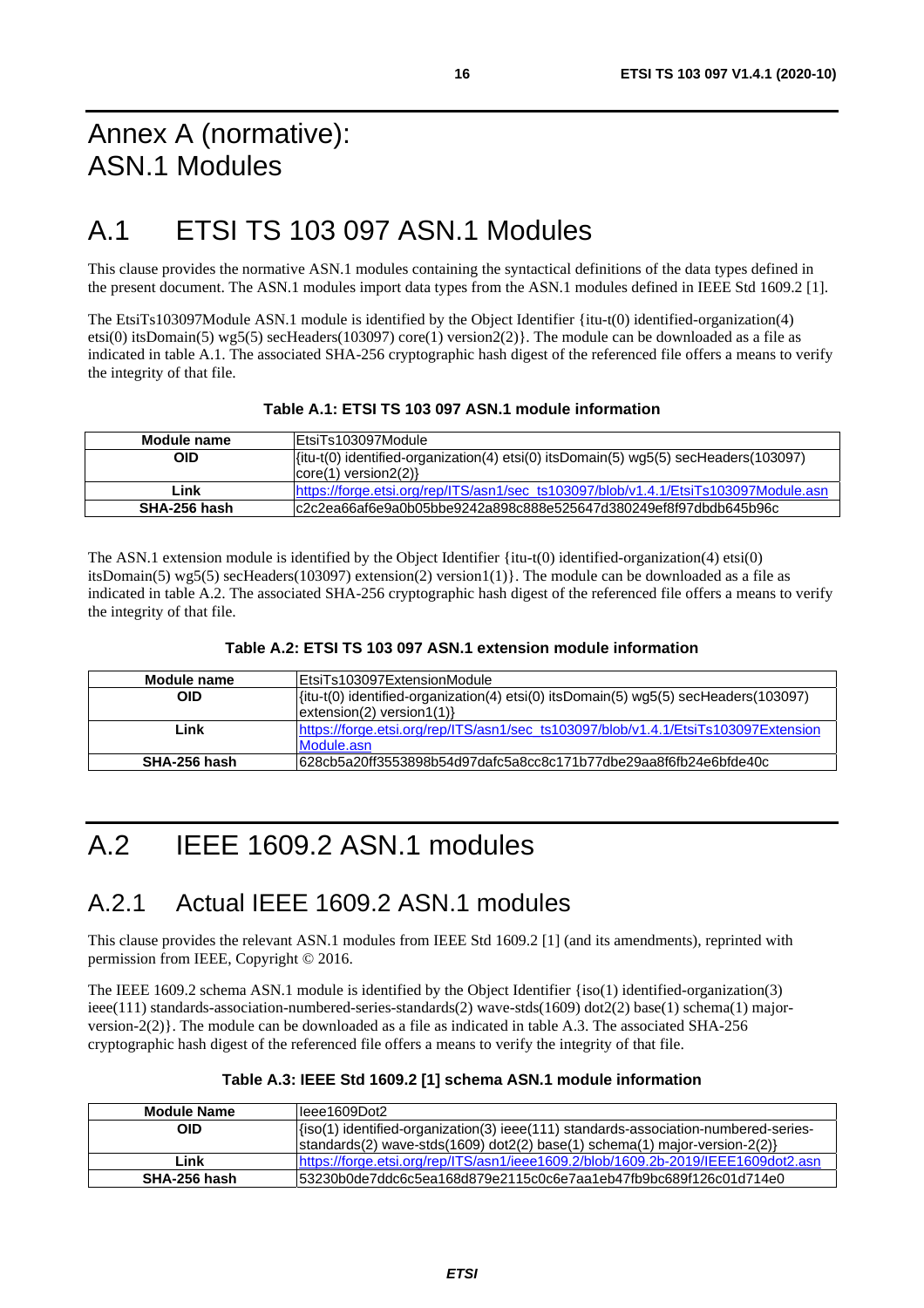# Annex A (normative): ASN.1 Modules

# A.1 ETSI TS 103 097 ASN.1 Modules

This clause provides the normative ASN.1 modules containing the syntactical definitions of the data types defined in the present document. The ASN.1 modules import data types from the ASN.1 modules defined in IEEE Std 1609.2 [1].

The EtsiTs103097Module ASN.1 module is identified by the Object Identifier {itu-t(0) identified-organization(4) etsi(0) itsDomain(5) wg5(5) secHeaders(103097) core(1) version2(2)}. The module can be downloaded as a file as indicated in table A.1. The associated SHA-256 cryptographic hash digest of the referenced file offers a means to verify the integrity of that file.

**Table A.1: ETSI TS 103 097 ASN.1 module information**

| Module name | EtsiTs103097Module |
|---|---|
| **OID** | {itu-t(0) identified-organization(4) etsi(0) itsDomain(5) wg5(5) secHeaders(103097) core(1) version2(2)} |
| **Link** | https://forge.etsi.org/rep/ITS/asn1/sec_ts103097/blob/v1.4.1/EtsiTs103097Module.asn |
| **SHA-256 hash** | c2c2ea66af6e9a0b05bbe9242a898c888e525647d380249ef8f97dbdb645b96c |

The ASN.1 extension module is identified by the Object Identifier {itu-t(0) identified-organization(4) etsi(0) itsDomain(5) wg5(5) secHeaders(103097) extension(2) version1(1)}. The module can be downloaded as a file as indicated in table A.2. The associated SHA-256 cryptographic hash digest of the referenced file offers a means to verify the integrity of that file.

**Table A.2: ETSI TS 103 097 ASN.1 extension module information**

| Module name | EtsiTs103097ExtensionModule |
|---|---|
| **OID** | {itu-t(0) identified-organization(4) etsi(0) itsDomain(5) wg5(5) secHeaders(103097) extension(2) version1(1)} |
| **Link** | https://forge.etsi.org/rep/ITS/asn1/sec_ts103097/blob/v1.4.1/EtsiTs103097ExtensionModule.asn |
| **SHA-256 hash** | 628cb5a20ff3553898b54d97dafc5a8cc8c171b77dbe29aa8f6fb24e6bfde40c |

# A.2 IEEE 1609.2 ASN.1 modules

## A.2.1 Actual IEEE 1609.2 ASN.1 modules

This clause provides the relevant ASN.1 modules from IEEE Std 1609.2 [1] (and its amendments), reprinted with permission from IEEE, Copyright © 2016.

The IEEE 1609.2 schema ASN.1 module is identified by the Object Identifier {iso(1) identified-organization(3) ieee(111) standards-association-numbered-series-standards(2) wave-stds(1609) dot2(2) base(1) schema(1) major-version-2(2)}. The module can be downloaded as a file as indicated in table A.3. The associated SHA-256 cryptographic hash digest of the referenced file offers a means to verify the integrity of that file.

**Table A.3: IEEE Std 1609.2 [1] schema ASN.1 module information**

| Module Name | Ieee1609Dot2 |
|---|---|
| **OID** | {iso(1) identified-organization(3) ieee(111) standards-association-numbered-series-standards(2) wave-stds(1609) dot2(2) base(1) schema(1) major-version-2(2)} |
| **Link** | https://forge.etsi.org/rep/ITS/asn1/ieee1609.2/blob/1609.2b-2019/IEEE1609dot2.asn |
| **SHA-256 hash** | 53230b0de7ddc6c5ea168d879e2115c0c6e7aa1eb47fb9bc689f126c01d714e0 |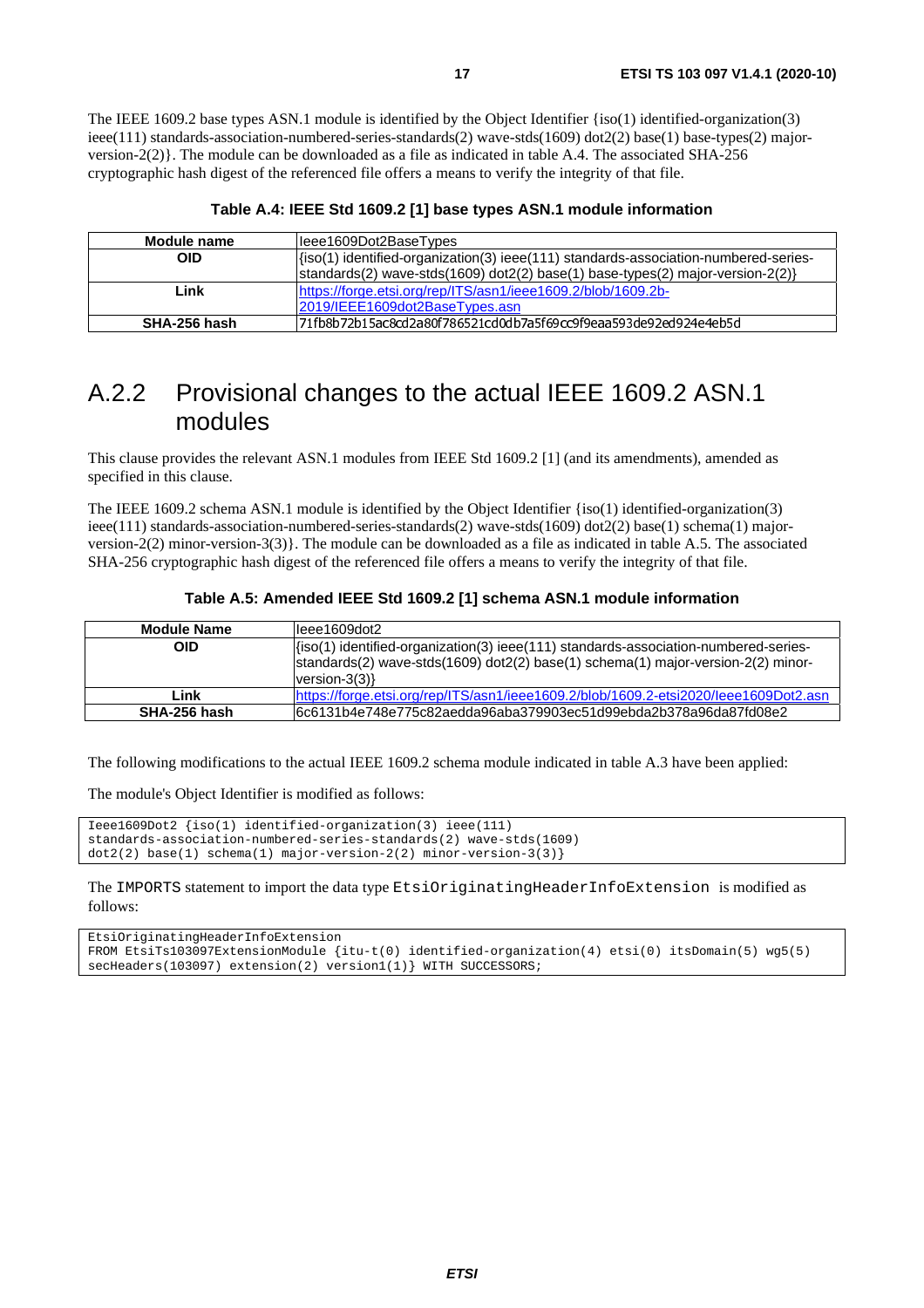The IEEE 1609.2 base types ASN.1 module is identified by the Object Identifier {iso(1) identified-organization(3) ieee(111) standards-association-numbered-series-standards(2) wave-stds(1609) dot2(2) base(1) base-types(2) major-version-2(2)}. The module can be downloaded as a file as indicated in table A.4. The associated SHA-256 cryptographic hash digest of the referenced file offers a means to verify the integrity of that file.

**Table A.4: IEEE Std 1609.2 [1] base types ASN.1 module information**

| Module name | Ieee1609Dot2BaseTypes |
|---|---|
| **OID** | {iso(1) identified-organization(3) ieee(111) standards-association-numbered-series-standards(2) wave-stds(1609) dot2(2) base(1) base-types(2) major-version-2(2)} |
| **Link** | https://forge.etsi.org/rep/ITS/asn1/ieee1609.2/blob/1609.2b-2019/IEEE1609dot2BaseTypes.asn |
| **SHA-256 hash** | 71fb8b72b15ac8cd2a80f786521cd0db7a5f69cc9f9eaa593de92ed924e4eb5d |

## A.2.2 Provisional changes to the actual IEEE 1609.2 ASN.1 modules

This clause provides the relevant ASN.1 modules from IEEE Std 1609.2 [1] (and its amendments), amended as specified in this clause.

The IEEE 1609.2 schema ASN.1 module is identified by the Object Identifier {iso(1) identified-organization(3) ieee(111) standards-association-numbered-series-standards(2) wave-stds(1609) dot2(2) base(1) schema(1) major-version-2(2) minor-version-3(3)}. The module can be downloaded as a file as indicated in table A.5. The associated SHA-256 cryptographic hash digest of the referenced file offers a means to verify the integrity of that file.

**Table A.5: Amended IEEE Std 1609.2 [1] schema ASN.1 module information**

| Module Name | Ieee1609dot2 |
|---|---|
| **OID** | {iso(1) identified-organization(3) ieee(111) standards-association-numbered-series-standards(2) wave-stds(1609) dot2(2) base(1) schema(1) major-version-2(2) minor-version-3(3)} |
| **Link** | https://forge.etsi.org/rep/ITS/asn1/ieee1609.2/blob/1609.2-etsi2020/Ieee1609Dot2.asn |
| **SHA-256 hash** | 6c6131b4e748e775c82aedda96aba379903ec51d99ebda2b378a96da87fd08e2 |

The following modifications to the actual IEEE 1609.2 schema module indicated in table A.3 have been applied:

The module's Object Identifier is modified as follows:

```
Ieee1609Dot2 {iso(1) identified-organization(3) ieee(111)
standards-association-numbered-series-standards(2) wave-stds(1609)
dot2(2) base(1) schema(1) major-version-2(2) minor-version-3(3)}
```

The IMPORTS statement to import the data type EtsiOriginatingHeaderInfoExtension is modified as follows:

```
EtsiOriginatingHeaderInfoExtension
FROM EtsiTs103097ExtensionModule {itu-t(0) identified-organization(4) etsi(0) itsDomain(5) wg5(5)
secHeaders(103097) extension(2) version1(1)} WITH SUCCESSORS;
```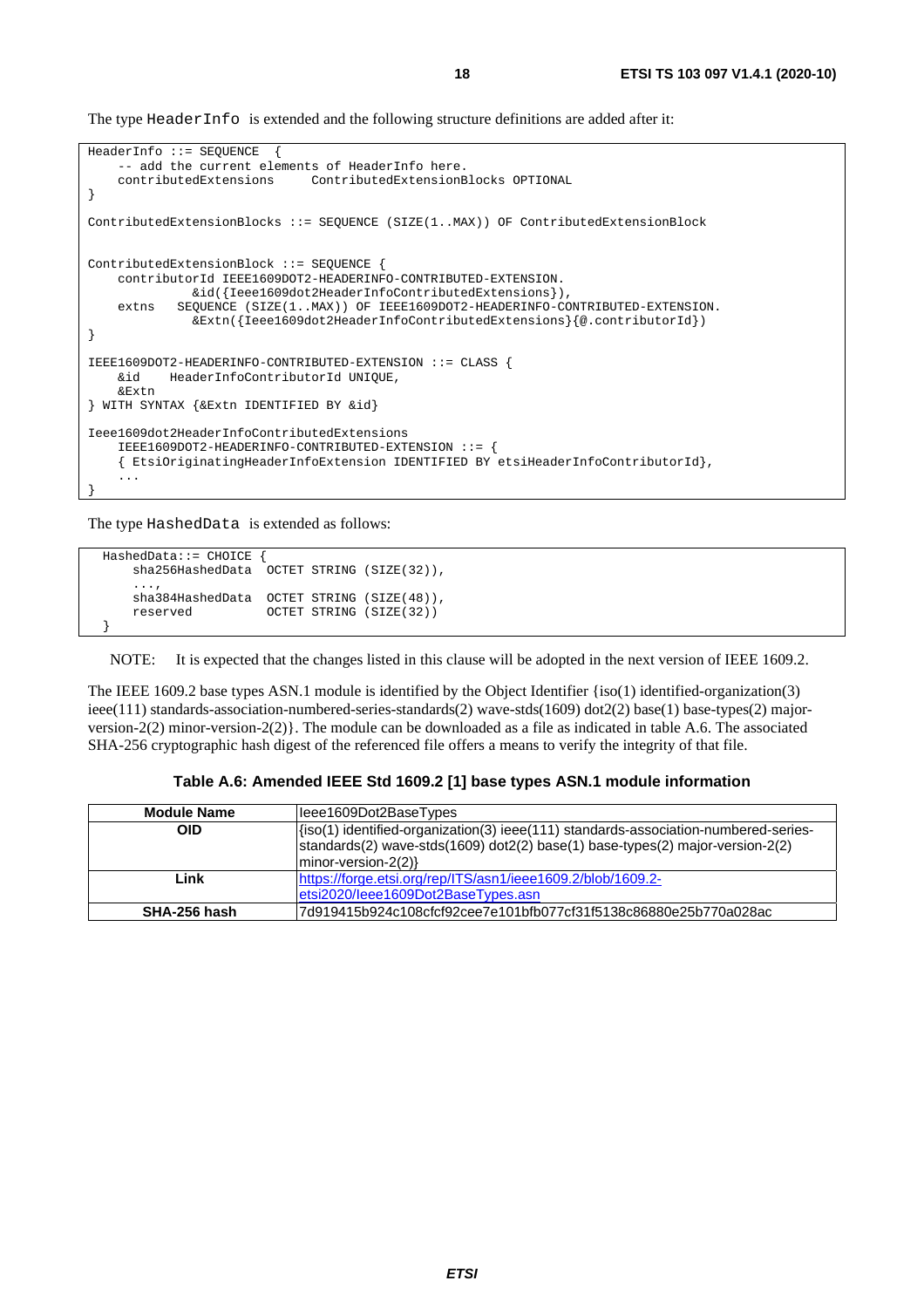The type HeaderInfo is extended and the following structure definitions are added after it:

```
HeaderInfo ::= SEQUENCE  {
    -- add the current elements of HeaderInfo here.
    contributedExtensions     ContributedExtensionBlocks OPTIONAL
}

ContributedExtensionBlocks ::= SEQUENCE (SIZE(1..MAX)) OF ContributedExtensionBlock


ContributedExtensionBlock ::= SEQUENCE {
    contributorId IEEE1609DOT2-HEADERINFO-CONTRIBUTED-EXTENSION.
              &id({Ieee1609dot2HeaderInfoContributedExtensions}),
    extns   SEQUENCE (SIZE(1..MAX)) OF IEEE1609DOT2-HEADERINFO-CONTRIBUTED-EXTENSION.
              &Extn({Ieee1609dot2HeaderInfoContributedExtensions}{@.contributorId})
}

IEEE1609DOT2-HEADERINFO-CONTRIBUTED-EXTENSION ::= CLASS {
    &id    HeaderInfoContributorId UNIQUE,
    &Extn
} WITH SYNTAX {&Extn IDENTIFIED BY &id}

Ieee1609dot2HeaderInfoContributedExtensions
    IEEE1609DOT2-HEADERINFO-CONTRIBUTED-EXTENSION ::= {
    { EtsiOriginatingHeaderInfoExtension IDENTIFIED BY etsiHeaderInfoContributorId},
    ...
}
```

The type HashedData is extended as follows:

```
  HashedData::= CHOICE {
      sha256HashedData  OCTET STRING (SIZE(32)),
      ...,
      sha384HashedData  OCTET STRING (SIZE(48)),
      reserved          OCTET STRING (SIZE(32))
  }
```

NOTE: It is expected that the changes listed in this clause will be adopted in the next version of IEEE 1609.2.

The IEEE 1609.2 base types ASN.1 module is identified by the Object Identifier {iso(1) identified-organization(3) ieee(111) standards-association-numbered-series-standards(2) wave-stds(1609) dot2(2) base(1) base-types(2) major-version-2(2) minor-version-2(2)}. The module can be downloaded as a file as indicated in table A.6. The associated SHA-256 cryptographic hash digest of the referenced file offers a means to verify the integrity of that file.

**Table A.6: Amended IEEE Std 1609.2 [1] base types ASN.1 module information**

| Module Name | Ieee1609Dot2BaseTypes |
|---|---|
| OID | {iso(1) identified-organization(3) ieee(111) standards-association-numbered-series-standards(2) wave-stds(1609) dot2(2) base(1) base-types(2) major-version-2(2) minor-version-2(2)} |
| Link | https://forge.etsi.org/rep/ITS/asn1/ieee1609.2/blob/1609.2-etsi2020/Ieee1609Dot2BaseTypes.asn |
| SHA-256 hash | 7d919415b924c108cfcf92cee7e101bfb077cf31f5138c86880e25b770a028ac |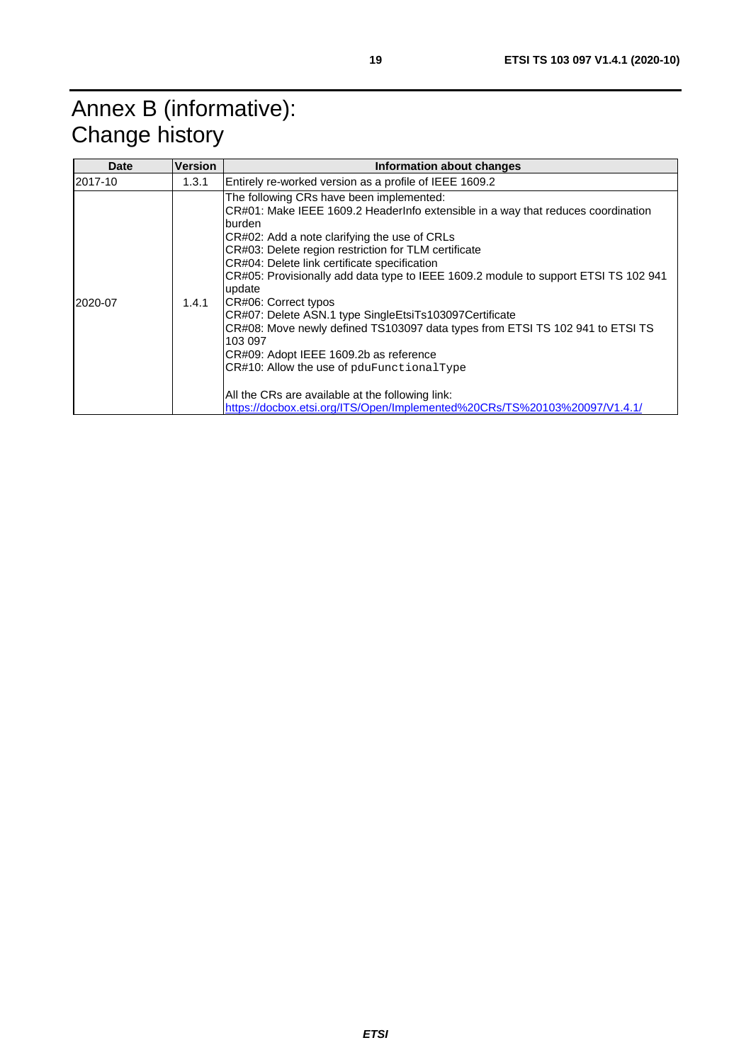# Annex B (informative): Change history

| Date | Version | Information about changes |
|---|---|---|
| 2017-10 | 1.3.1 | Entirely re-worked version as a profile of IEEE 1609.2 |
| 2020-07 | 1.4.1 | The following CRs have been implemented:<br>CR#01: Make IEEE 1609.2 HeaderInfo extensible in a way that reduces coordination burden<br>CR#02: Add a note clarifying the use of CRLs<br>CR#03: Delete region restriction for TLM certificate<br>CR#04: Delete link certificate specification<br>CR#05: Provisionally add data type to IEEE 1609.2 module to support ETSI TS 102 941 update<br>CR#06: Correct typos<br>CR#07: Delete ASN.1 type SingleEtsiTs103097Certificate<br>CR#08: Move newly defined TS103097 data types from ETSI TS 102 941 to ETSI TS 103 097<br>CR#09: Adopt IEEE 1609.2b as reference<br>CR#10: Allow the use of `pduFunctionalType`<br><br>All the CRs are available at the following link:<br>https://docbox.etsi.org/ITS/Open/Implemented%20CRs/TS%20103%20097/V1.4.1/ |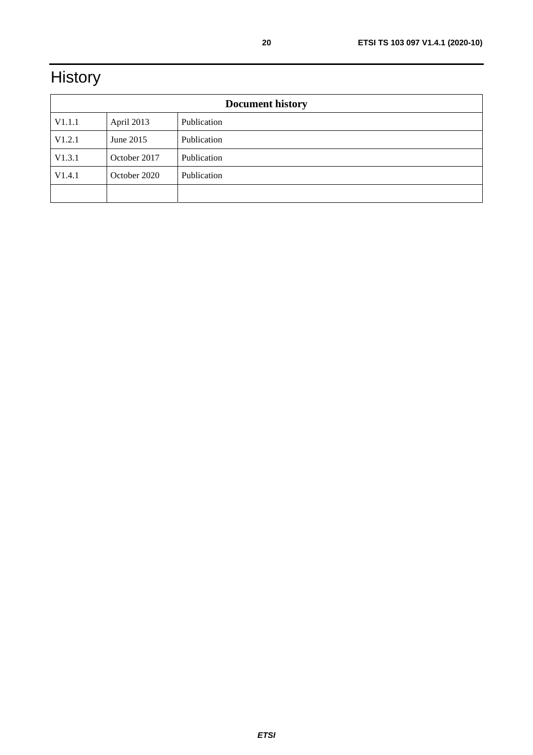# History

| Document history | | |
|---|---|---|
| V1.1.1 | April 2013 | Publication |
| V1.2.1 | June 2015 | Publication |
| V1.3.1 | October 2017 | Publication |
| V1.4.1 | October 2020 | Publication |
| | | |